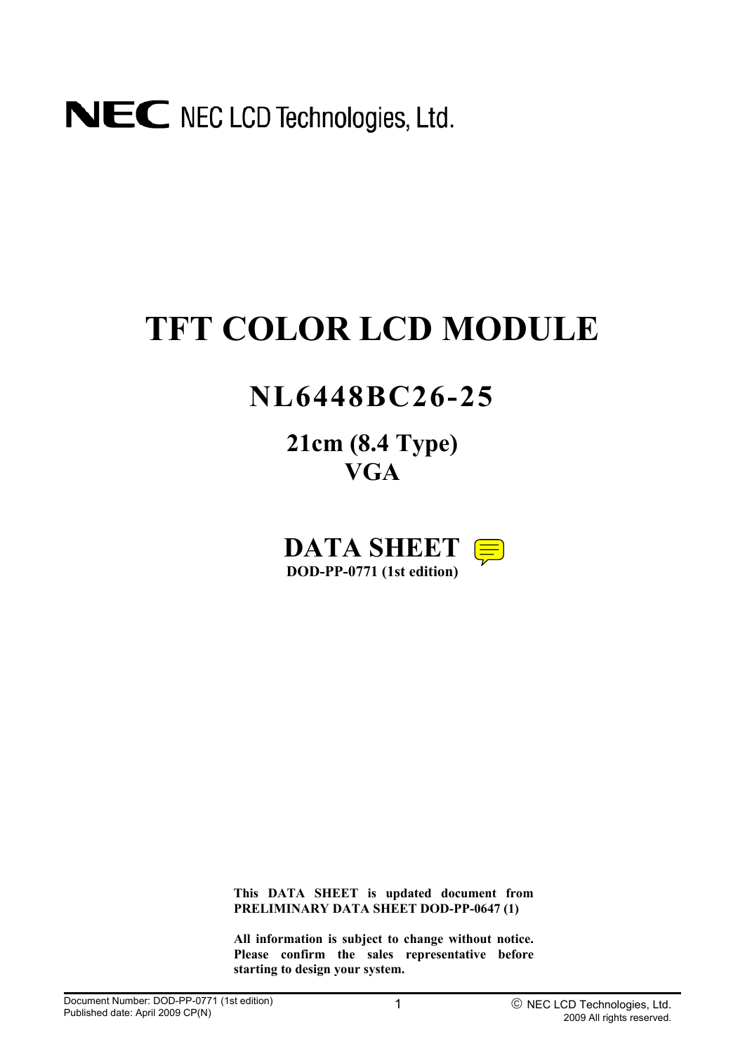NEC NEC LCD Technologies, Ltd.

# TFT COLOR LCD MODULE

## NL6448BC26-25

### 21cm (8.4 Type)
### VGA

## DATA SHEET

**DOD-PP-0771 (1st edition)**

**This DATA SHEET is updated document from PRELIMINARY DATA SHEET DOD-PP-0647 (1)**

**All information is subject to change without notice. Please confirm the sales representative before starting to design your system.**

Document Number: DOD-PP-0771 (1st edition)
Published date: April 2009 CP(N)

© NEC LCD Technologies, Ltd. 2009 All rights reserved.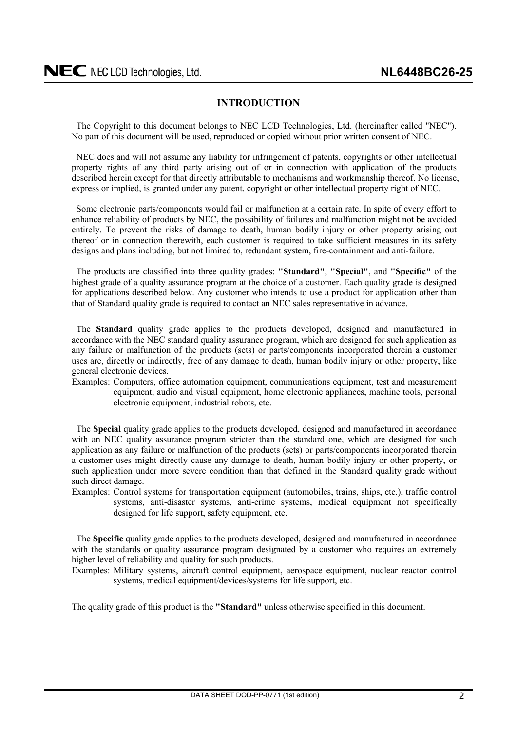## INTRODUCTION

The Copyright to this document belongs to NEC LCD Technologies, Ltd. (hereinafter called "NEC"). No part of this document will be used, reproduced or copied without prior written consent of NEC.

NEC does and will not assume any liability for infringement of patents, copyrights or other intellectual property rights of any third party arising out of or in connection with application of the products described herein except for that directly attributable to mechanisms and workmanship thereof. No license, express or implied, is granted under any patent, copyright or other intellectual property right of NEC.

Some electronic parts/components would fail or malfunction at a certain rate. In spite of every effort to enhance reliability of products by NEC, the possibility of failures and malfunction might not be avoided entirely. To prevent the risks of damage to death, human bodily injury or other property arising out thereof or in connection therewith, each customer is required to take sufficient measures in its safety designs and plans including, but not limited to, redundant system, fire-containment and anti-failure.

The products are classified into three quality grades: **"Standard"**, **"Special"**, and **"Specific"** of the highest grade of a quality assurance program at the choice of a customer. Each quality grade is designed for applications described below. Any customer who intends to use a product for application other than that of Standard quality grade is required to contact an NEC sales representative in advance.

The **Standard** quality grade applies to the products developed, designed and manufactured in accordance with the NEC standard quality assurance program, which are designed for such application as any failure or malfunction of the products (sets) or parts/components incorporated therein a customer uses are, directly or indirectly, free of any damage to death, human bodily injury or other property, like general electronic devices.

Examples: Computers, office automation equipment, communications equipment, test and measurement equipment, audio and visual equipment, home electronic appliances, machine tools, personal electronic equipment, industrial robots, etc.

The **Special** quality grade applies to the products developed, designed and manufactured in accordance with an NEC quality assurance program stricter than the standard one, which are designed for such application as any failure or malfunction of the products (sets) or parts/components incorporated therein a customer uses might directly cause any damage to death, human bodily injury or other property, or such application under more severe condition than that defined in the Standard quality grade without such direct damage.

Examples: Control systems for transportation equipment (automobiles, trains, ships, etc.), traffic control systems, anti-disaster systems, anti-crime systems, medical equipment not specifically designed for life support, safety equipment, etc.

The **Specific** quality grade applies to the products developed, designed and manufactured in accordance with the standards or quality assurance program designated by a customer who requires an extremely higher level of reliability and quality for such products.

Examples: Military systems, aircraft control equipment, aerospace equipment, nuclear reactor control systems, medical equipment/devices/systems for life support, etc.

The quality grade of this product is the **"Standard"** unless otherwise specified in this document.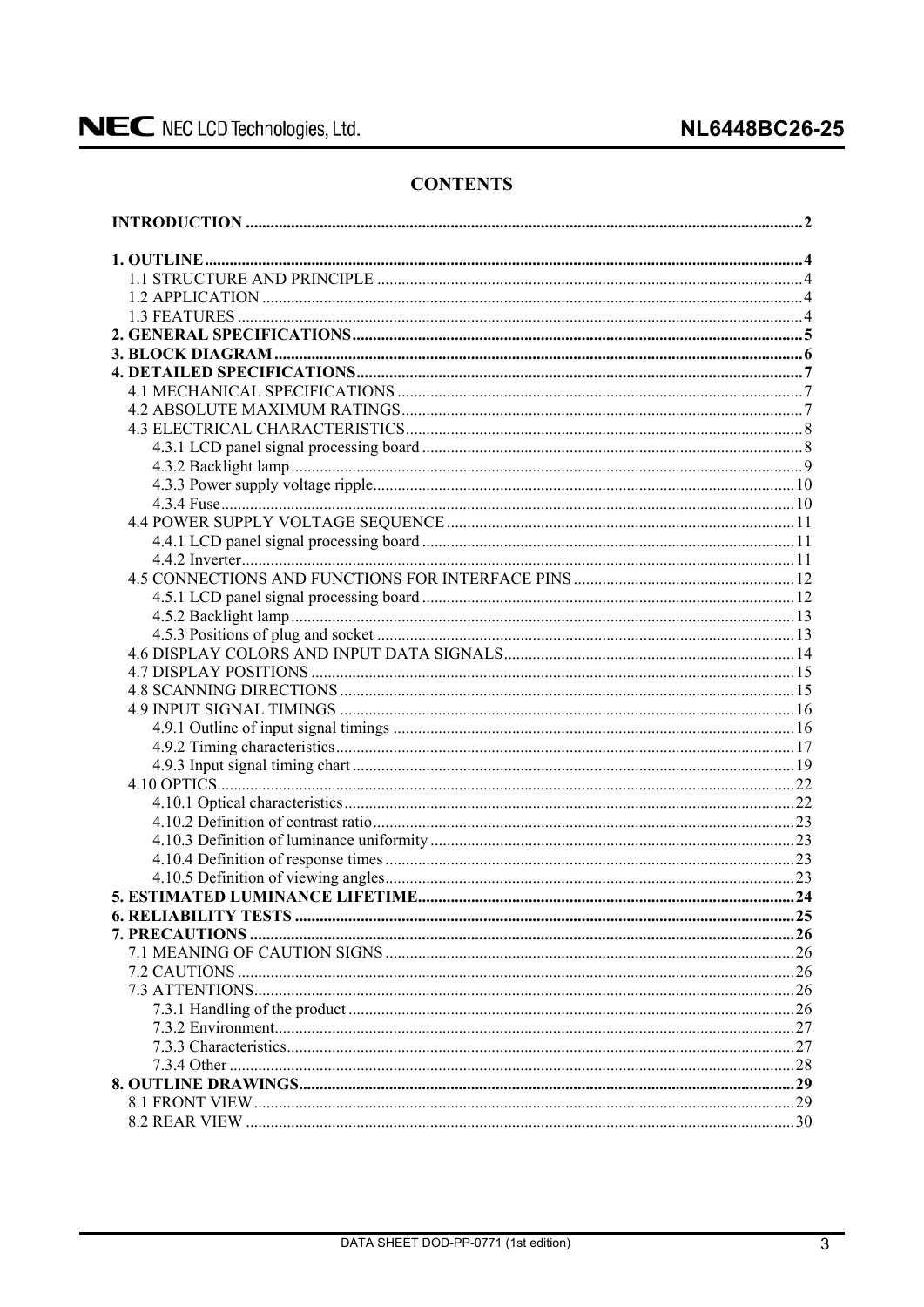## CONTENTS

**INTRODUCTION** .......... 2

**1. OUTLINE** .......... 4
- 1.1 STRUCTURE AND PRINCIPLE .......... 4
- 1.2 APPLICATION .......... 4
- 1.3 FEATURES .......... 4

**2. GENERAL SPECIFICATIONS** .......... 5

**3. BLOCK DIAGRAM** .......... 6

**4. DETAILED SPECIFICATIONS** .......... 7
- 4.1 MECHANICAL SPECIFICATIONS .......... 7
- 4.2 ABSOLUTE MAXIMUM RATINGS .......... 7
- 4.3 ELECTRICAL CHARACTERISTICS .......... 8
  - 4.3.1 LCD panel signal processing board .......... 8
  - 4.3.2 Backlight lamp .......... 9
  - 4.3.3 Power supply voltage ripple .......... 10
  - 4.3.4 Fuse .......... 10
- 4.4 POWER SUPPLY VOLTAGE SEQUENCE .......... 11
  - 4.4.1 LCD panel signal processing board .......... 11
  - 4.4.2 Inverter .......... 11
- 4.5 CONNECTIONS AND FUNCTIONS FOR INTERFACE PINS .......... 12
  - 4.5.1 LCD panel signal processing board .......... 12
  - 4.5.2 Backlight lamp .......... 13
  - 4.5.3 Positions of plug and socket .......... 13
- 4.6 DISPLAY COLORS AND INPUT DATA SIGNALS .......... 14
- 4.7 DISPLAY POSITIONS .......... 15
- 4.8 SCANNING DIRECTIONS .......... 15
- 4.9 INPUT SIGNAL TIMINGS .......... 16
  - 4.9.1 Outline of input signal timings .......... 16
  - 4.9.2 Timing characteristics .......... 17
  - 4.9.3 Input signal timing chart .......... 19
- 4.10 OPTICS .......... 22
  - 4.10.1 Optical characteristics .......... 22
  - 4.10.2 Definition of contrast ratio .......... 23
  - 4.10.3 Definition of luminance uniformity .......... 23
  - 4.10.4 Definition of response times .......... 23
  - 4.10.5 Definition of viewing angles .......... 23

**5. ESTIMATED LUMINANCE LIFETIME** .......... 24

**6. RELIABILITY TESTS** .......... 25

**7. PRECAUTIONS** .......... 26
- 7.1 MEANING OF CAUTION SIGNS .......... 26
- 7.2 CAUTIONS .......... 26
- 7.3 ATTENTIONS .......... 26
  - 7.3.1 Handling of the product .......... 26
  - 7.3.2 Environment .......... 27
  - 7.3.3 Characteristics .......... 27
  - 7.3.4 Other .......... 28

**8. OUTLINE DRAWINGS** .......... 29
- 8.1 FRONT VIEW .......... 29
- 8.2 REAR VIEW .......... 30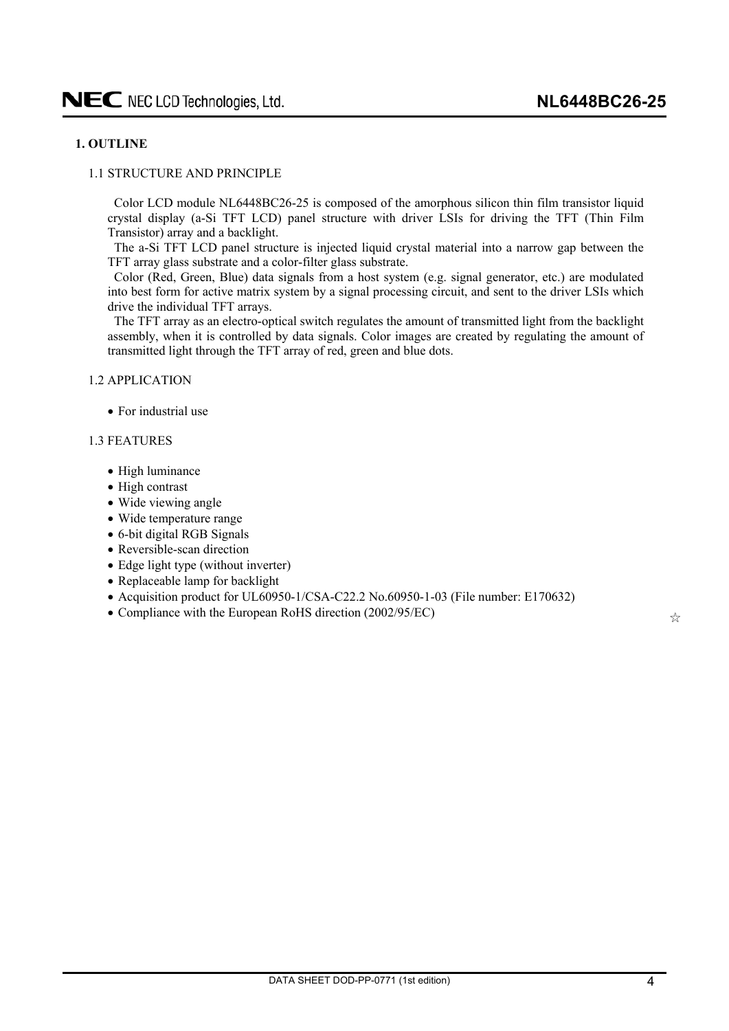# 1. OUTLINE

## 1.1 STRUCTURE AND PRINCIPLE

Color LCD module NL6448BC26-25 is composed of the amorphous silicon thin film transistor liquid crystal display (a-Si TFT LCD) panel structure with driver LSIs for driving the TFT (Thin Film Transistor) array and a backlight.

The a-Si TFT LCD panel structure is injected liquid crystal material into a narrow gap between the TFT array glass substrate and a color-filter glass substrate.

Color (Red, Green, Blue) data signals from a host system (e.g. signal generator, etc.) are modulated into best form for active matrix system by a signal processing circuit, and sent to the driver LSIs which drive the individual TFT arrays.

The TFT array as an electro-optical switch regulates the amount of transmitted light from the backlight assembly, when it is controlled by data signals. Color images are created by regulating the amount of transmitted light through the TFT array of red, green and blue dots.

## 1.2 APPLICATION

- For industrial use

## 1.3 FEATURES

- High luminance
- High contrast
- Wide viewing angle
- Wide temperature range
- 6-bit digital RGB Signals
- Reversible-scan direction
- Edge light type (without inverter)
- Replaceable lamp for backlight
- Acquisition product for UL60950-1/CSA-C22.2 No.60950-1-03 (File number: E170632)
- Compliance with the European RoHS direction (2002/95/EC) ☆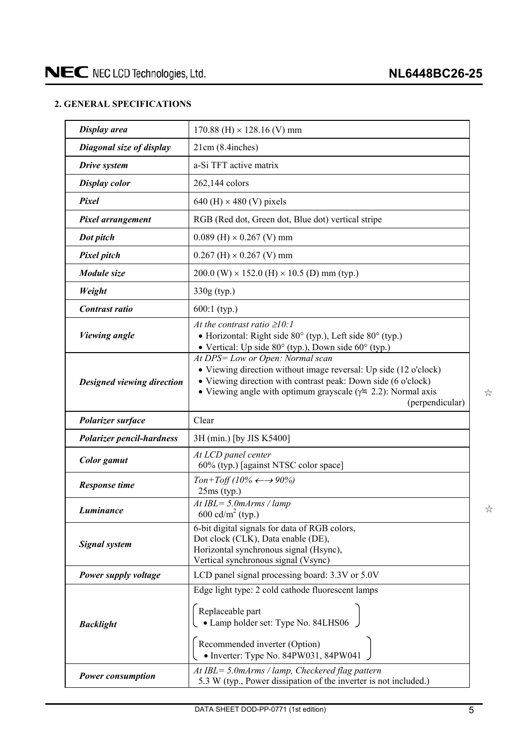## 2. GENERAL SPECIFICATIONS

| | |
|---|---|
| ***Display area*** | 170.88 (H) × 128.16 (V) mm |
| ***Diagonal size of display*** | 21cm (8.4inches) |
| ***Drive system*** | a-Si TFT active matrix |
| ***Display color*** | 262,144 colors |
| ***Pixel*** | 640 (H) × 480 (V) pixels |
| ***Pixel arrangement*** | RGB (Red dot, Green dot, Blue dot) vertical stripe |
| ***Dot pitch*** | 0.089 (H) × 0.267 (V) mm |
| ***Pixel pitch*** | 0.267 (H) × 0.267 (V) mm |
| ***Module size*** | 200.0 (W) × 152.0 (H) × 10.5 (D) mm (typ.) |
| ***Weight*** | 330g (typ.) |
| ***Contrast ratio*** | 600:1 (typ.) |
| ***Viewing angle*** | *At the contrast ratio ≥10:1*<br>• Horizontal: Right side 80° (typ.), Left side 80° (typ.)<br>• Vertical: Up side 80° (typ.), Down side 60° (typ.) |
| ***Designed viewing direction*** | *At DPS= Low or Open: Normal scan*<br>• Viewing direction without image reversal: Up side (12 o'clock)<br>• Viewing direction with contrast peak: Down side (6 o'clock)<br>• Viewing angle with optimum grayscale ($\gamma$≒ 2.2): Normal axis (perpendicular) ☆ |
| ***Polarizer surface*** | Clear |
| ***Polarizer pencil-hardness*** | 3H (min.) [by JIS K5400] |
| ***Color gamut*** | *At LCD panel center*<br>60% (typ.) [against NTSC color space] |
| ***Response time*** | *Ton+Toff (10% ←→ 90%)*<br>25ms (typ.) |
| ***Luminance*** | *At IBL= 5.0mArms / lamp*<br>600 cd/$m^2$ (typ.) ☆ |
| ***Signal system*** | 6-bit digital signals for data of RGB colors,<br>Dot clock (CLK), Data enable (DE),<br>Horizontal synchronous signal (Hsync),<br>Vertical synchronous signal (Vsync) |
| ***Power supply voltage*** | LCD panel signal processing board: 3.3V or 5.0V |
| ***Backlight*** | Edge light type: 2 cold cathode fluorescent lamps<br>(Replaceable part<br>• Lamp holder set: Type No. 84LHS06)<br>(Recommended inverter (Option)<br>• Inverter: Type No. 84PW031, 84PW041) |
| ***Power consumption*** | *At IBL= 5.0mArms / lamp, Checkered flag pattern*<br>5.3 W (typ., Power dissipation of the inverter is not included.) |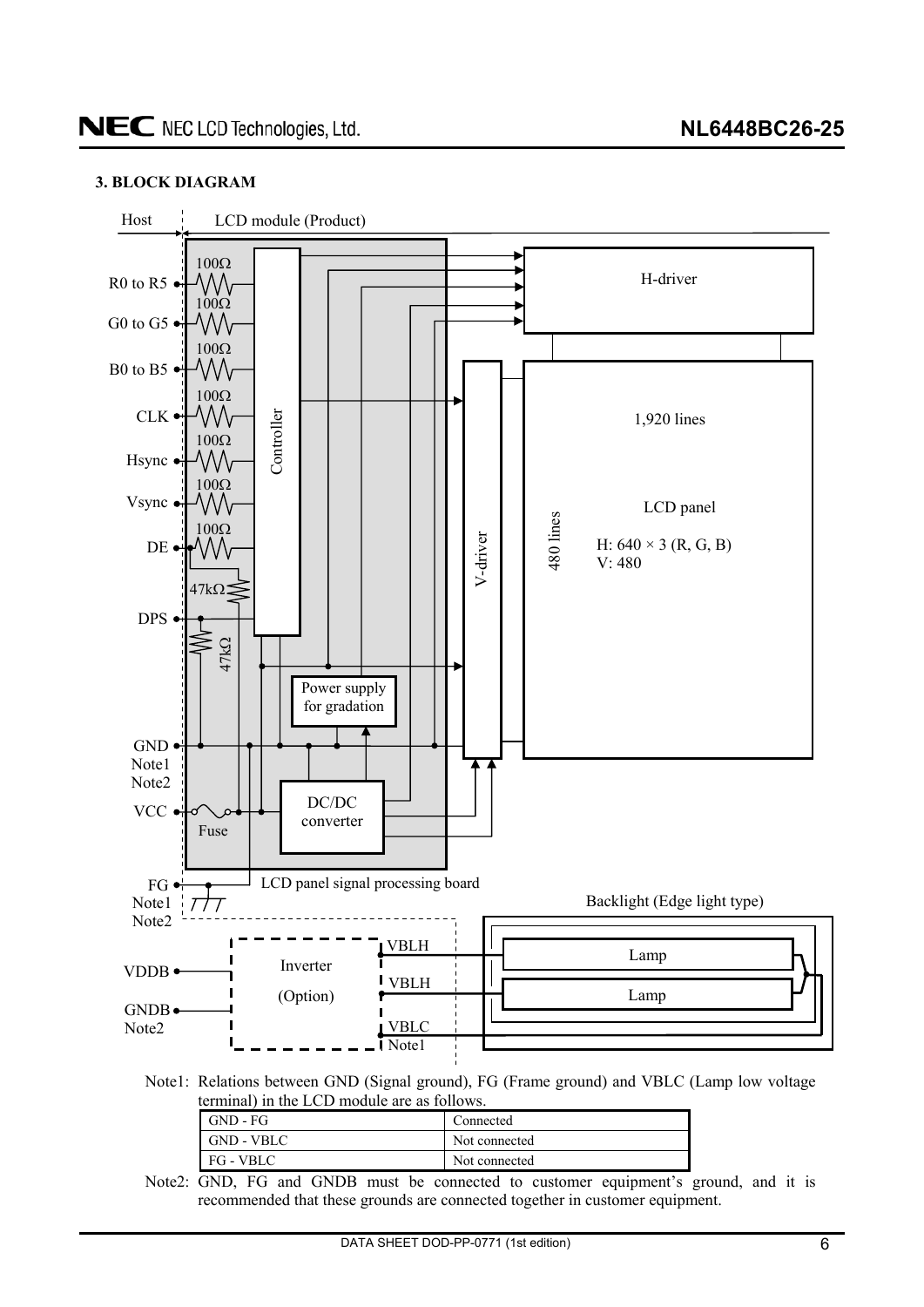### 3. BLOCK DIAGRAM

Host | LCD module (Product)

R0 to R5, G0 to G5, B0 to B5, CLK, Hsync, Vsync, DE (each via 100Ω) → Controller

DPS (47kΩ, 47kΩ)

GND Note1 Note2

VCC — Fuse — DC/DC converter

Power supply for gradation

H-driver

V-driver

LCD panel: 1,920 lines, 480 lines, H: 640 × 3 (R, G, B), V: 480

FG Note1 Note2

LCD panel signal processing board

VDDB, GNDB Note2 — Inverter (Option) — VBLH, VBLH, VBLC Note1

Backlight (Edge light type): Lamp, Lamp

Note1: Relations between GND (Signal ground), FG (Frame ground) and VBLC (Lamp low voltage terminal) in the LCD module are as follows.

| | |
|---|---|
| GND - FG | Connected |
| GND - VBLC | Not connected |
| FG - VBLC | Not connected |

Note2: GND, FG and GNDB must be connected to customer equipment's ground, and it is recommended that these grounds are connected together in customer equipment.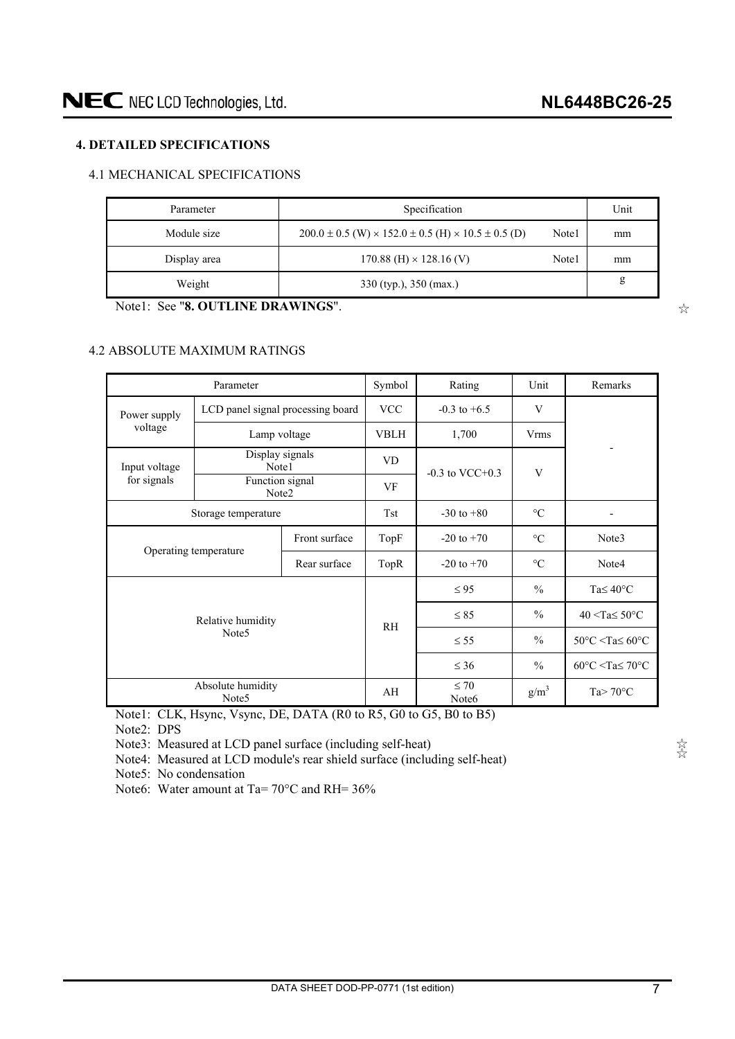## 4. DETAILED SPECIFICATIONS

### 4.1 MECHANICAL SPECIFICATIONS

| Parameter | Specification | Unit |
|---|---|---|
| Module size | $200.0 \pm 0.5$ (W) $\times$ $152.0 \pm 0.5$ (H) $\times$ $10.5 \pm 0.5$ (D) Note1 | mm |
| Display area | 170.88 (H) $\times$ 128.16 (V) Note1 | mm |
| Weight | 330 (typ.), 350 (max.) | g |

Note1: See "**8. OUTLINE DRAWINGS**".

☆

### 4.2 ABSOLUTE MAXIMUM RATINGS

| Parameter | | Symbol | Rating | Unit | Remarks |
|---|---|---|---|---|---|
| Power supply voltage | LCD panel signal processing board | VCC | -0.3 to +6.5 | V | - |
| | Lamp voltage | VBLH | 1,700 | Vrms | |
| Input voltage for signals | Display signals Note1 | VD | -0.3 to VCC+0.3 | V | |
| | Function signal Note2 | VF | | | |
| Storage temperature | | Tst | -30 to +80 | °C | - |
| Operating temperature | Front surface | TopF | -20 to +70 | °C | Note3 |
| | Rear surface | TopR | -20 to +70 | °C | Note4 |
| Relative humidity Note5 | | RH | ≤ 95 | % | Ta≤ 40°C |
| | | | ≤ 85 | % | 40 <Ta≤ 50°C |
| | | | ≤ 55 | % | 50°C <Ta≤ 60°C |
| | | | ≤ 36 | % | 60°C <Ta≤ 70°C |
| Absolute humidity Note5 | | AH | ≤ 70 Note6 | g/m³ | Ta> 70°C |

Note1: CLK, Hsync, Vsync, DE, DATA (R0 to R5, G0 to G5, B0 to B5)

Note2: DPS

Note3: Measured at LCD panel surface (including self-heat)

Note4: Measured at LCD module's rear shield surface (including self-heat)

Note5: No condensation

Note6: Water amount at Ta= 70°C and RH= 36%

☆
☆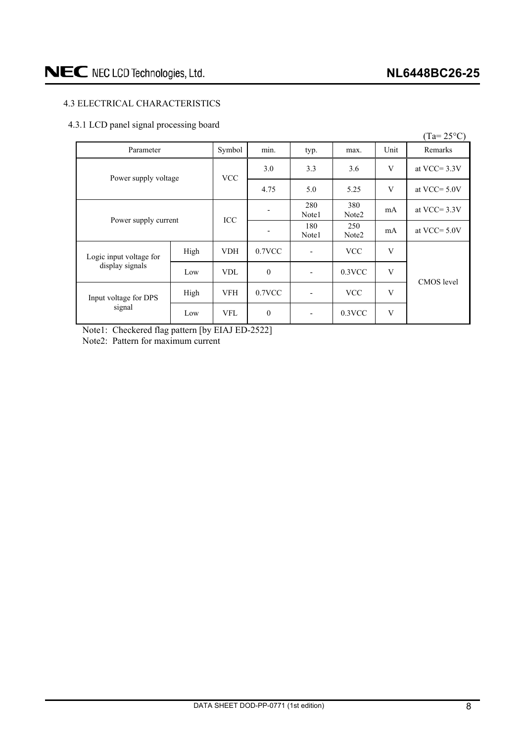## 4.3 ELECTRICAL CHARACTERISTICS

### 4.3.1 LCD panel signal processing board

(Ta= 25°C)

| Parameter | | Symbol | min. | typ. | max. | Unit | Remarks |
|---|---|---|---|---|---|---|---|
| Power supply voltage | | VCC | 3.0 | 3.3 | 3.6 | V | at VCC= 3.3V |
| | | | 4.75 | 5.0 | 5.25 | V | at VCC= 5.0V |
| Power supply current | | ICC | - | 280 Note1 | 380 Note2 | mA | at VCC= 3.3V |
| | | | - | 180 Note1 | 250 Note2 | mA | at VCC= 5.0V |
| Logic input voltage for display signals | High | VDH | 0.7VCC | - | VCC | V | CMOS level |
| | Low | VDL | 0 | - | 0.3VCC | V | |
| Input voltage for DPS signal | High | VFH | 0.7VCC | - | VCC | V | |
| | Low | VFL | 0 | - | 0.3VCC | V | |

Note1: Checkered flag pattern [by EIAJ ED-2522]

Note2: Pattern for maximum current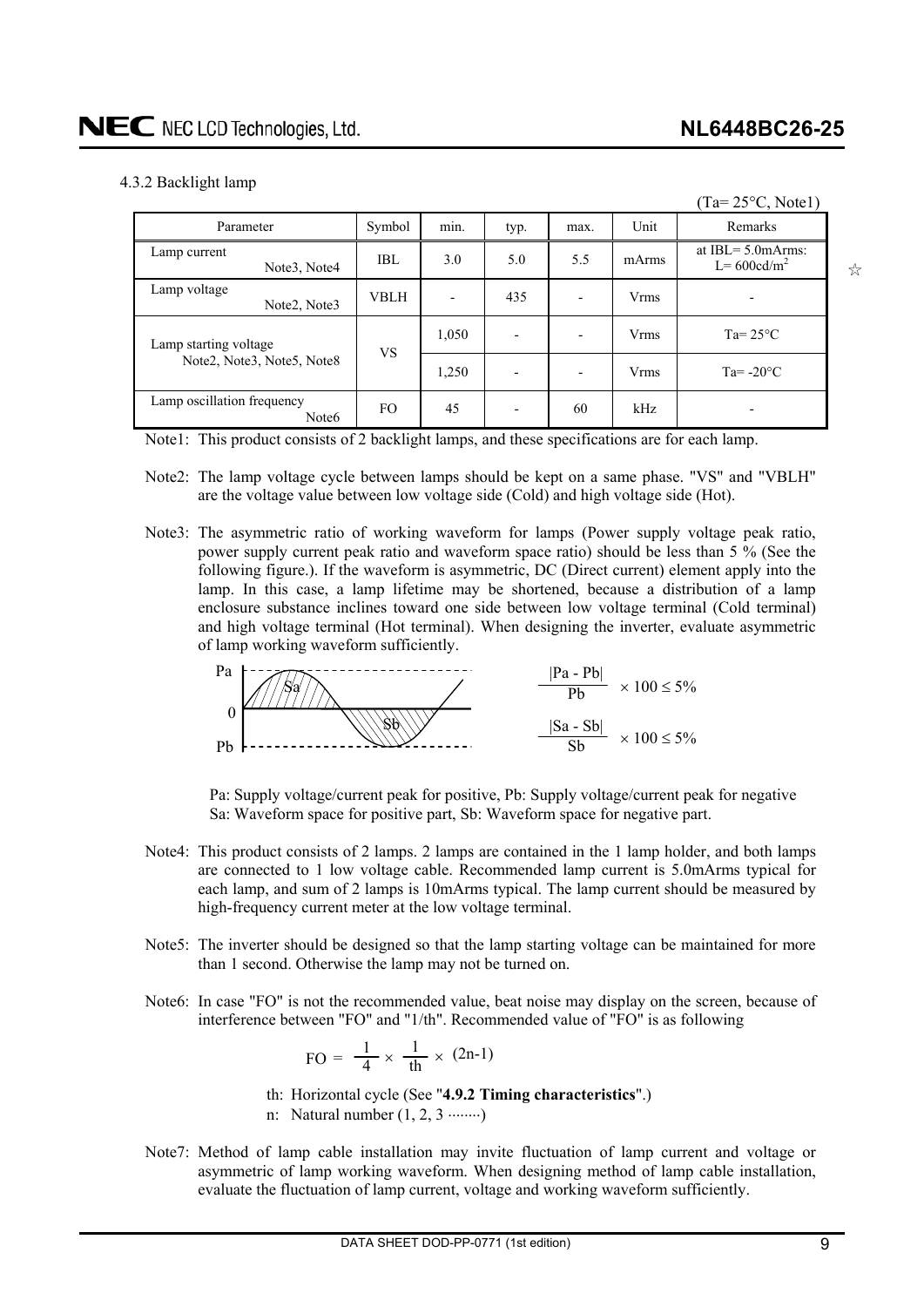#### 4.3.2 Backlight lamp

(Ta= 25°C, Note1)

| Parameter | Symbol | min. | typ. | max. | Unit | Remarks |
|---|---|---|---|---|---|---|
| Lamp current Note3, Note4 | IBL | 3.0 | 5.0 | 5.5 | mArms | at IBL= 5.0mArms: L= 600cd/m$^2$ |
| Lamp voltage Note2, Note3 | VBLH | - | 435 | - | Vrms | - |
| Lamp starting voltage Note2, Note3, Note5, Note8 | VS | 1,050 | - | - | Vrms | Ta= 25°C |
| | | 1,250 | - | - | Vrms | Ta= -20°C |
| Lamp oscillation frequency Note6 | FO | 45 | - | 60 | kHz | - |

☆

Note1: This product consists of 2 backlight lamps, and these specifications are for each lamp.

Note2: The lamp voltage cycle between lamps should be kept on a same phase. "VS" and "VBLH" are the voltage value between low voltage side (Cold) and high voltage side (Hot).

Note3: The asymmetric ratio of working waveform for lamps (Power supply voltage peak ratio, power supply current peak ratio and waveform space ratio) should be less than 5 % (See the following figure.). If the waveform is asymmetric, DC (Direct current) element apply into the lamp. In this case, a lamp lifetime may be shortened, because a distribution of a lamp enclosure substance inclines toward one side between low voltage terminal (Cold terminal) and high voltage terminal (Hot terminal). When designing the inverter, evaluate asymmetric of lamp working waveform sufficiently.

$$\frac{|Pa - Pb|}{Pb} \times 100 \leq 5\%$$

$$\frac{|Sa - Sb|}{Sb} \times 100 \leq 5\%$$

Pa: Supply voltage/current peak for positive, Pb: Supply voltage/current peak for negative
Sa: Waveform space for positive part, Sb: Waveform space for negative part.

Note4: This product consists of 2 lamps. 2 lamps are contained in the 1 lamp holder, and both lamps are connected to 1 low voltage cable. Recommended lamp current is 5.0mArms typical for each lamp, and sum of 2 lamps is 10mArms typical. The lamp current should be measured by high-frequency current meter at the low voltage terminal.

Note5: The inverter should be designed so that the lamp starting voltage can be maintained for more than 1 second. Otherwise the lamp may not be turned on.

Note6: In case "FO" is not the recommended value, beat noise may display on the screen, because of interference between "FO" and "1/th". Recommended value of "FO" is as following

$$FO = \frac{1}{4} \times \frac{1}{th} \times (2n-1)$$

th: Horizontal cycle (See "**4.9.2 Timing characteristics**".)
n: Natural number (1, 2, 3 ········)

Note7: Method of lamp cable installation may invite fluctuation of lamp current and voltage or asymmetric of lamp working waveform. When designing method of lamp cable installation, evaluate the fluctuation of lamp current, voltage and working waveform sufficiently.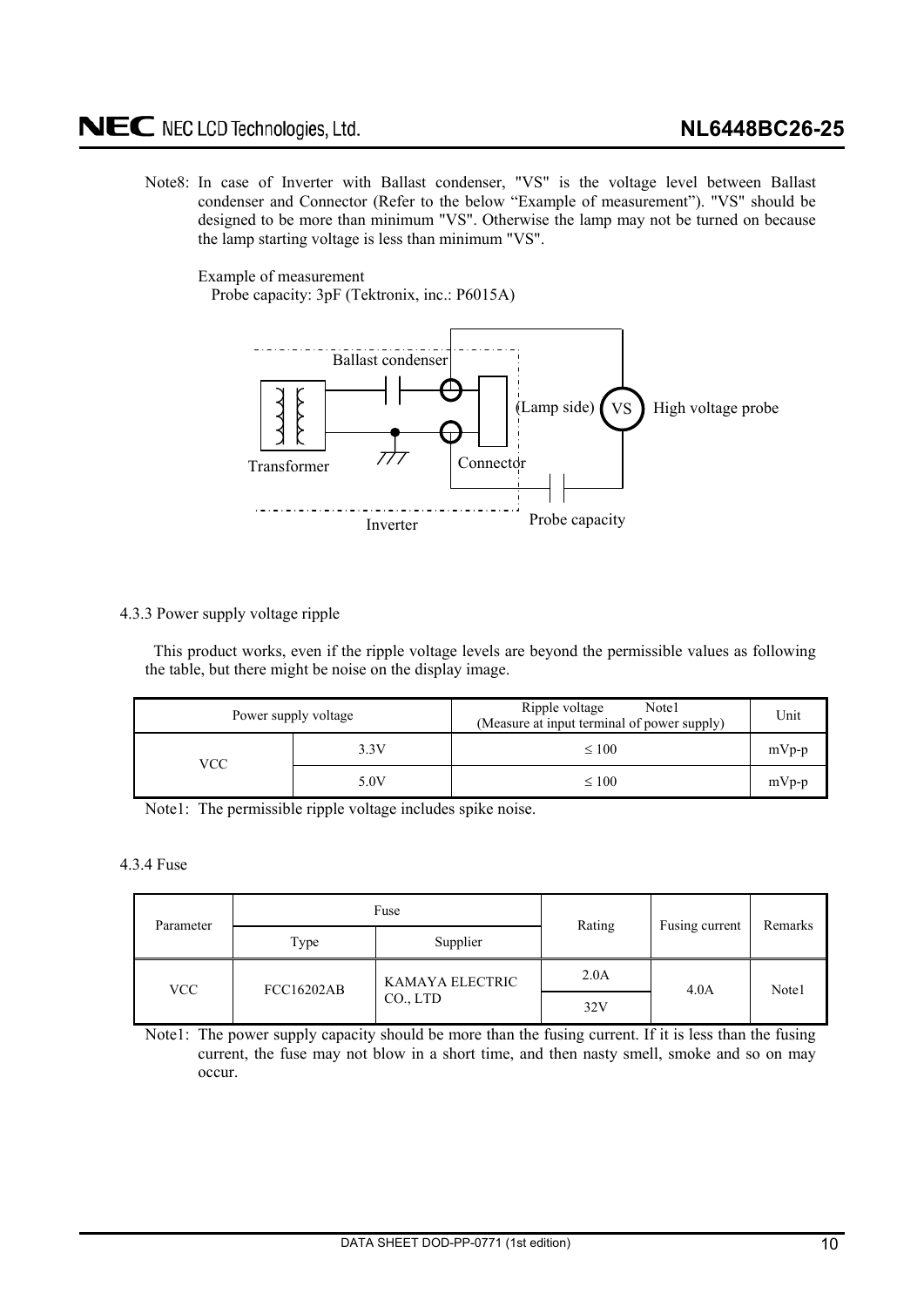Note8: In case of Inverter with Ballast condenser, "VS" is the voltage level between Ballast condenser and Connector (Refer to the below “Example of measurement”). "VS" should be designed to be more than minimum "VS". Otherwise the lamp may not be turned on because the lamp starting voltage is less than minimum "VS".

Example of measurement
Probe capacity: 3pF (Tektronix, inc.: P6015A)

Ballast condenser

(Lamp side) VS High voltage probe

Transformer

Connector

Inverter

Probe capacity

4.3.3 Power supply voltage ripple

This product works, even if the ripple voltage levels are beyond the permissible values as following the table, but there might be noise on the display image.

| Power supply voltage | | Ripple voltage Note1 (Measure at input terminal of power supply) | Unit |
|---|---|---|---|
| VCC | 3.3V | ≤ 100 | mVp-p |
| | 5.0V | ≤ 100 | mVp-p |

Note1: The permissible ripple voltage includes spike noise.

4.3.4 Fuse

| Parameter | Fuse | | Rating | Fusing current | Remarks |
|---|---|---|---|---|---|
| | Type | Supplier | | | |
| VCC | FCC16202AB | KAMAYA ELECTRIC CO., LTD | 2.0A | 4.0A | Note1 |
| | | | 32V | | |

Note1: The power supply capacity should be more than the fusing current. If it is less than the fusing current, the fuse may not blow in a short time, and then nasty smell, smoke and so on may occur.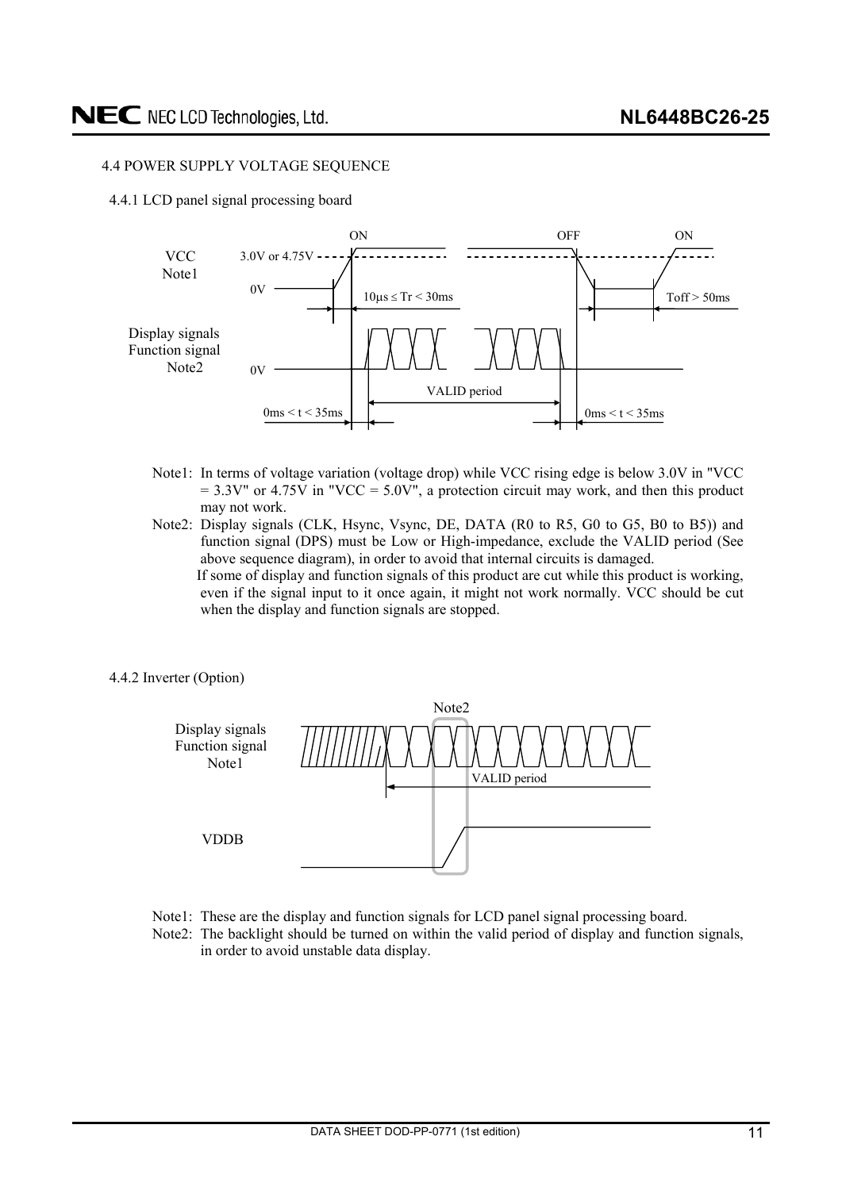## 4.4 POWER SUPPLY VOLTAGE SEQUENCE

### 4.4.1 LCD panel signal processing board

Note1: In terms of voltage variation (voltage drop) while VCC rising edge is below 3.0V in "VCC = 3.3V" or 4.75V in "VCC = 5.0V", a protection circuit may work, and then this product may not work.

Note2: Display signals (CLK, Hsync, Vsync, DE, DATA (R0 to R5, G0 to G5, B0 to B5)) and function signal (DPS) must be Low or High-impedance, exclude the VALID period (See above sequence diagram), in order to avoid that internal circuits is damaged.
If some of display and function signals of this product are cut while this product is working, even if the signal input to it once again, it might not work normally. VCC should be cut when the display and function signals are stopped.

### 4.4.2 Inverter (Option)

Note1: These are the display and function signals for LCD panel signal processing board.

Note2: The backlight should be turned on within the valid period of display and function signals, in order to avoid unstable data display.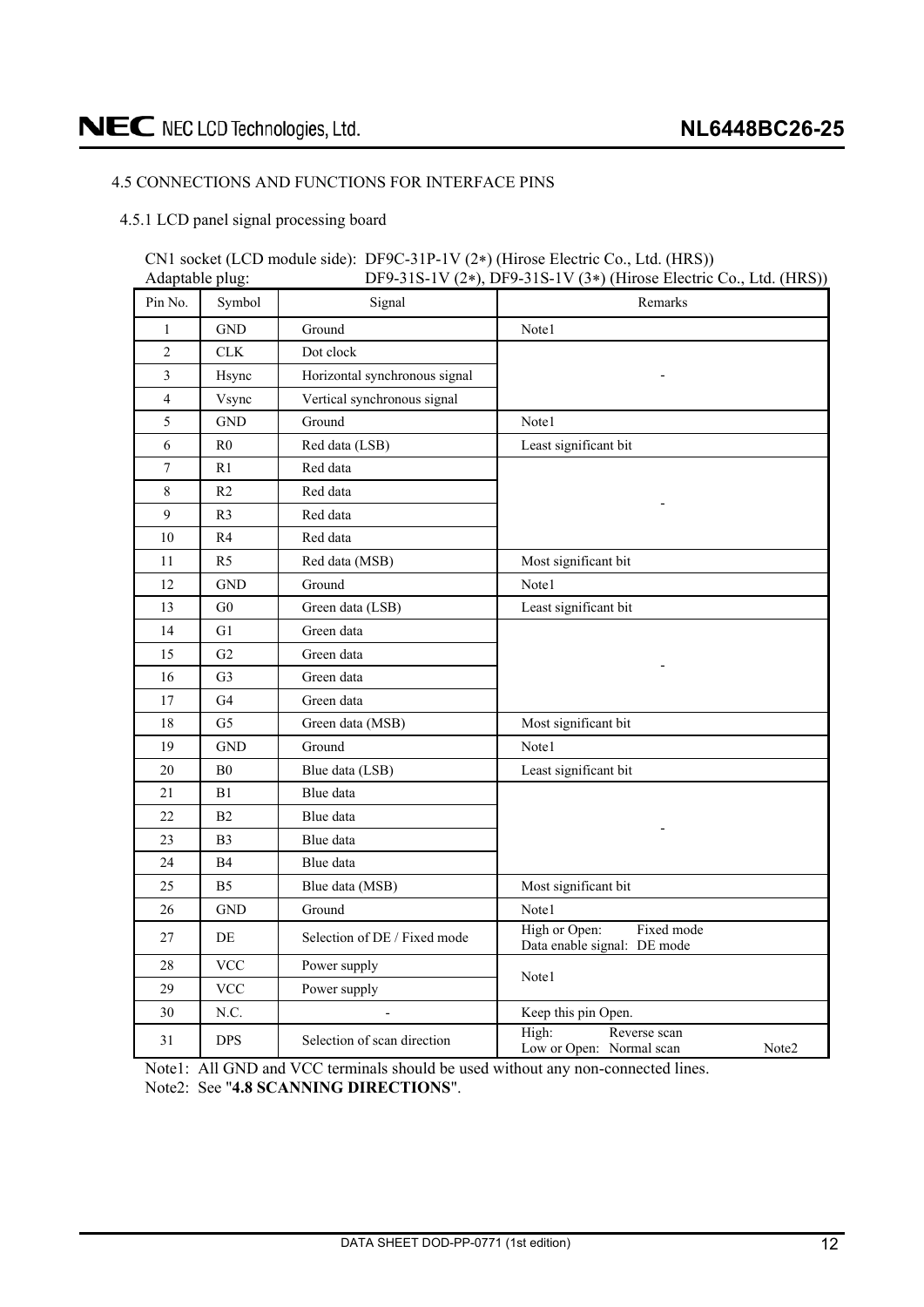4.5 CONNECTIONS AND FUNCTIONS FOR INTERFACE PINS

4.5.1 LCD panel signal processing board

CN1 socket (LCD module side): DF9C-31P-1V (2∗) (Hirose Electric Co., Ltd. (HRS))
Adaptable plug: DF9-31S-1V (2∗), DF9-31S-1V (3∗) (Hirose Electric Co., Ltd. (HRS))

| Pin No. | Symbol | Signal | Remarks |
|---|---|---|---|
| 1 | GND | Ground | Note1 |
| 2 | CLK | Dot clock | - |
| 3 | Hsync | Horizontal synchronous signal | |
| 4 | Vsync | Vertical synchronous signal | |
| 5 | GND | Ground | Note1 |
| 6 | R0 | Red data (LSB) | Least significant bit |
| 7 | R1 | Red data | - |
| 8 | R2 | Red data | |
| 9 | R3 | Red data | |
| 10 | R4 | Red data | |
| 11 | R5 | Red data (MSB) | Most significant bit |
| 12 | GND | Ground | Note1 |
| 13 | G0 | Green data (LSB) | Least significant bit |
| 14 | G1 | Green data | - |
| 15 | G2 | Green data | |
| 16 | G3 | Green data | |
| 17 | G4 | Green data | |
| 18 | G5 | Green data (MSB) | Most significant bit |
| 19 | GND | Ground | Note1 |
| 20 | B0 | Blue data (LSB) | Least significant bit |
| 21 | B1 | Blue data | - |
| 22 | B2 | Blue data | |
| 23 | B3 | Blue data | |
| 24 | B4 | Blue data | |
| 25 | B5 | Blue data (MSB) | Most significant bit |
| 26 | GND | Ground | Note1 |
| 27 | DE | Selection of DE / Fixed mode | High or Open: Fixed mode<br>Data enable signal: DE mode |
| 28 | VCC | Power supply | Note1 |
| 29 | VCC | Power supply | |
| 30 | N.C. | - | Keep this pin Open. |
| 31 | DPS | Selection of scan direction | High: Reverse scan<br>Low or Open: Normal scan Note2 |

Note1: All GND and VCC terminals should be used without any non-connected lines.
Note2: See "**4.8 SCANNING DIRECTIONS**".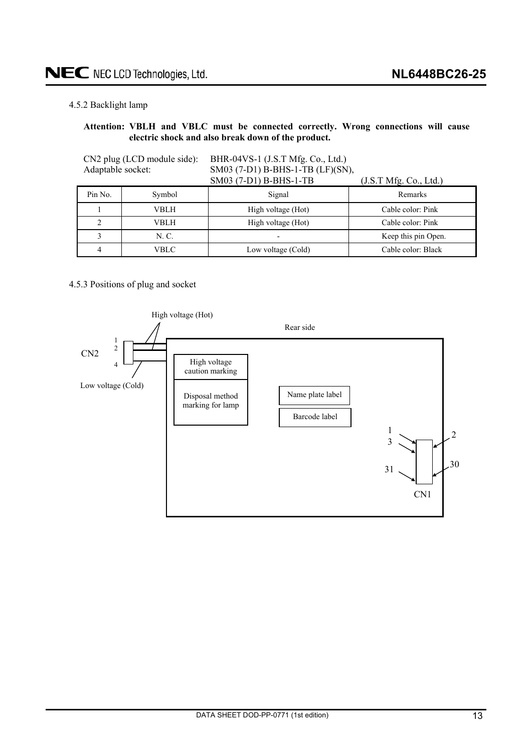4.5.2 Backlight lamp

**Attention: VBLH and VBLC must be connected correctly. Wrong connections will cause electric shock and also break down of the product.**

CN2 plug (LCD module side): BHR-04VS-1 (J.S.T Mfg. Co., Ltd.)
Adaptable socket: SM03 (7-D1) B-BHS-1-TB (LF)(SN), SM03 (7-D1) B-BHS-1-TB (J.S.T Mfg. Co., Ltd.)

| Pin No. | Symbol | Signal | Remarks |
|---|---|---|---|
| 1 | VBLH | High voltage (Hot) | Cable color: Pink |
| 2 | VBLH | High voltage (Hot) | Cable color: Pink |
| 3 | N. C. | - | Keep this pin Open. |
| 4 | VBLC | Low voltage (Cold) | Cable color: Black |

4.5.3 Positions of plug and socket

High voltage (Hot)

Rear side

CN2 1 2 4

Low voltage (Cold)

High voltage caution marking

Disposal method marking for lamp

Name plate label

Barcode label

1 3 31 2 30

CN1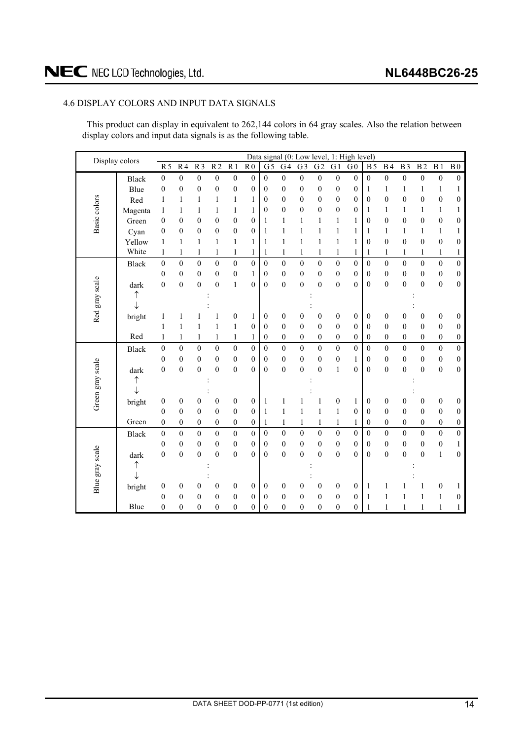### 4.6 DISPLAY COLORS AND INPUT DATA SIGNALS

This product can display in equivalent to 262,144 colors in 64 gray scales. Also the relation between display colors and input data signals is as the following table.

| Display colors | | Data signal (0: Low level, 1: High level) | | | | | | | | | | | | | | | | | |
|---|---|---|---|---|---|---|---|---|---|---|---|---|---|---|---|---|---|---|---|
| | | R5 | R4 | R3 | R2 | R1 | R0 | G5 | G4 | G3 | G2 | G1 | G0 | B5 | B4 | B3 | B2 | B1 | B0 |
| Basic colors | Black | 0 | 0 | 0 | 0 | 0 | 0 | 0 | 0 | 0 | 0 | 0 | 0 | 0 | 0 | 0 | 0 | 0 | 0 |
| | Blue | 0 | 0 | 0 | 0 | 0 | 0 | 0 | 0 | 0 | 0 | 0 | 0 | 1 | 1 | 1 | 1 | 1 | 1 |
| | Red | 1 | 1 | 1 | 1 | 1 | 1 | 0 | 0 | 0 | 0 | 0 | 0 | 0 | 0 | 0 | 0 | 0 | 0 |
| | Magenta | 1 | 1 | 1 | 1 | 1 | 1 | 0 | 0 | 0 | 0 | 0 | 0 | 1 | 1 | 1 | 1 | 1 | 1 |
| | Green | 0 | 0 | 0 | 0 | 0 | 0 | 1 | 1 | 1 | 1 | 1 | 1 | 0 | 0 | 0 | 0 | 0 | 0 |
| | Cyan | 0 | 0 | 0 | 0 | 0 | 0 | 1 | 1 | 1 | 1 | 1 | 1 | 1 | 1 | 1 | 1 | 1 | 1 |
| | Yellow | 1 | 1 | 1 | 1 | 1 | 1 | 1 | 1 | 1 | 1 | 1 | 1 | 0 | 0 | 0 | 0 | 0 | 0 |
| | White | 1 | 1 | 1 | 1 | 1 | 1 | 1 | 1 | 1 | 1 | 1 | 1 | 1 | 1 | 1 | 1 | 1 | 1 |
| Red gray scale | Black | 0 | 0 | 0 | 0 | 0 | 0 | 0 | 0 | 0 | 0 | 0 | 0 | 0 | 0 | 0 | 0 | 0 | 0 |
| | | 0 | 0 | 0 | 0 | 0 | 1 | 0 | 0 | 0 | 0 | 0 | 0 | 0 | 0 | 0 | 0 | 0 | 0 |
| | dark | 0 | 0 | 0 | 0 | 1 | 0 | 0 | 0 | 0 | 0 | 0 | 0 | 0 | 0 | 0 | 0 | 0 | 0 |
| | ↑ | | | | : | | | | | | : | | | | | | : | | |
| | ↓ | | | | : | | | | | | : | | | | | | : | | |
| | bright | 1 | 1 | 1 | 1 | 0 | 1 | 0 | 0 | 0 | 0 | 0 | 0 | 0 | 0 | 0 | 0 | 0 | 0 |
| | | 1 | 1 | 1 | 1 | 1 | 0 | 0 | 0 | 0 | 0 | 0 | 0 | 0 | 0 | 0 | 0 | 0 | 0 |
| | Red | 1 | 1 | 1 | 1 | 1 | 1 | 0 | 0 | 0 | 0 | 0 | 0 | 0 | 0 | 0 | 0 | 0 | 0 |
| Green gray scale | Black | 0 | 0 | 0 | 0 | 0 | 0 | 0 | 0 | 0 | 0 | 0 | 0 | 0 | 0 | 0 | 0 | 0 | 0 |
| | | 0 | 0 | 0 | 0 | 0 | 0 | 0 | 0 | 0 | 0 | 0 | 1 | 0 | 0 | 0 | 0 | 0 | 0 |
| | dark | 0 | 0 | 0 | 0 | 0 | 0 | 0 | 0 | 0 | 0 | 1 | 0 | 0 | 0 | 0 | 0 | 0 | 0 |
| | ↑ | | | | : | | | | | | : | | | | | | : | | |
| | ↓ | | | | : | | | | | | : | | | | | | : | | |
| | bright | 0 | 0 | 0 | 0 | 0 | 0 | 1 | 1 | 1 | 1 | 0 | 1 | 0 | 0 | 0 | 0 | 0 | 0 |
| | | 0 | 0 | 0 | 0 | 0 | 0 | 1 | 1 | 1 | 1 | 1 | 0 | 0 | 0 | 0 | 0 | 0 | 0 |
| | Green | 0 | 0 | 0 | 0 | 0 | 0 | 1 | 1 | 1 | 1 | 1 | 1 | 0 | 0 | 0 | 0 | 0 | 0 |
| Blue gray scale | Black | 0 | 0 | 0 | 0 | 0 | 0 | 0 | 0 | 0 | 0 | 0 | 0 | 0 | 0 | 0 | 0 | 0 | 0 |
| | | 0 | 0 | 0 | 0 | 0 | 0 | 0 | 0 | 0 | 0 | 0 | 0 | 0 | 0 | 0 | 0 | 0 | 1 |
| | dark | 0 | 0 | 0 | 0 | 0 | 0 | 0 | 0 | 0 | 0 | 0 | 0 | 0 | 0 | 0 | 0 | 1 | 0 |
| | ↑ | | | | : | | | | | | : | | | | | | : | | |
| | ↓ | | | | : | | | | | | : | | | | | | : | | |
| | bright | 0 | 0 | 0 | 0 | 0 | 0 | 0 | 0 | 0 | 0 | 0 | 0 | 1 | 1 | 1 | 1 | 0 | 1 |
| | | 0 | 0 | 0 | 0 | 0 | 0 | 0 | 0 | 0 | 0 | 0 | 0 | 1 | 1 | 1 | 1 | 1 | 0 |
| | Blue | 0 | 0 | 0 | 0 | 0 | 0 | 0 | 0 | 0 | 0 | 0 | 0 | 1 | 1 | 1 | 1 | 1 | 1 |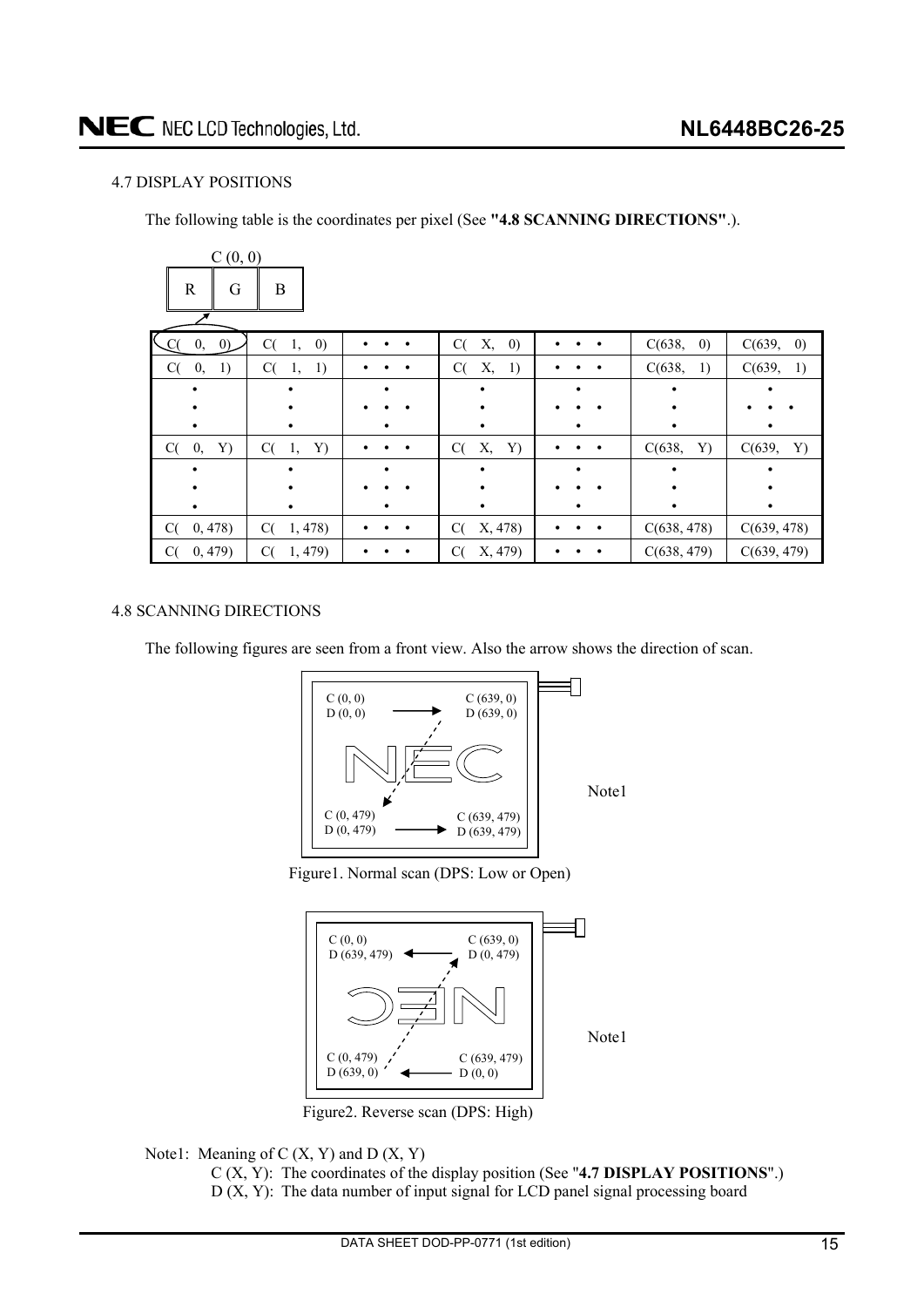### 4.7 DISPLAY POSITIONS

The following table is the coordinates per pixel (See **"4.8 SCANNING DIRECTIONS"**.).

C (0, 0)

| R | G | B |
|---|---|---|

| | | | | | | |
|---|---|---|---|---|---|---|
| C( 0, 0) | C( 1, 0) | • • • | C( X, 0) | • • • | C(638, 0) | C(639, 0) |
| C( 0, 1) | C( 1, 1) | • • • | C( X, 1) | • • • | C(638, 1) | C(639, 1) |
| • | • | • • • | • | • • • | • | • • • |
| C( 0, Y) | C( 1, Y) | • • • | C( X, Y) | • • • | C(638, Y) | C(639, Y) |
| • | • | • • • | • | • • • | • | • |
| C( 0, 478) | C( 1, 478) | • • • | C( X, 478) | • • • | C(638, 478) | C(639, 478) |
| C( 0, 479) | C( 1, 479) | • • • | C( X, 479) | • • • | C(638, 479) | C(639, 479) |

### 4.8 SCANNING DIRECTIONS

The following figures are seen from a front view. Also the arrow shows the direction of scan.

C (0, 0) D (0, 0) → C (639, 0) D (639, 0)

C (0, 479) D (0, 479) → C (639, 479) D (639, 479)

Note1

Figure1. Normal scan (DPS: Low or Open)

C (0, 0) D (639, 479) ← C (639, 0) D (0, 479)

C (0, 479) D (639, 0) ← C (639, 479) D (0, 0)

Note1

Figure2. Reverse scan (DPS: High)

Note1: Meaning of C (X, Y) and D (X, Y)

C (X, Y): The coordinates of the display position (See "**4.7 DISPLAY POSITIONS**".)

D (X, Y): The data number of input signal for LCD panel signal processing board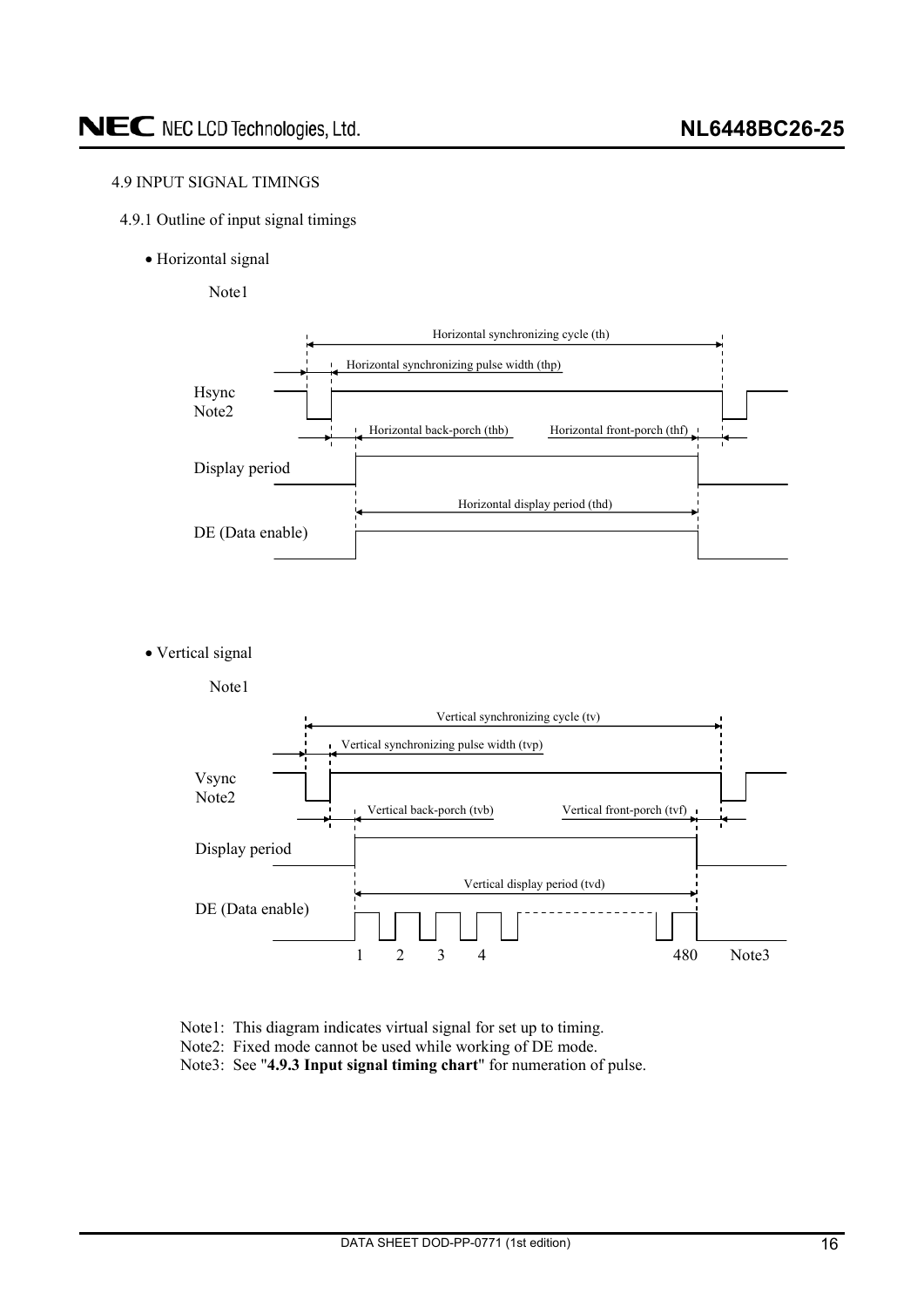## 4.9 INPUT SIGNAL TIMINGS

### 4.9.1 Outline of input signal timings

- Horizontal signal

Note1

Horizontal synchronizing cycle (th)

Horizontal synchronizing pulse width (thp)

Hsync
Note2

Horizontal back-porch (thb)

Horizontal front-porch (thf)

Display period

Horizontal display period (thd)

DE (Data enable)

- Vertical signal

Note1

Vertical synchronizing cycle (tv)

Vertical synchronizing pulse width (tvp)

Vsync
Note2

Vertical back-porch (tvb)

Vertical front-porch (tvf)

Display period

Vertical display period (tvd)

DE (Data enable)

1 2 3 4 480 Note3

Note1: This diagram indicates virtual signal for set up to timing.
Note2: Fixed mode cannot be used while working of DE mode.
Note3: See "**4.9.3 Input signal timing chart**" for numeration of pulse.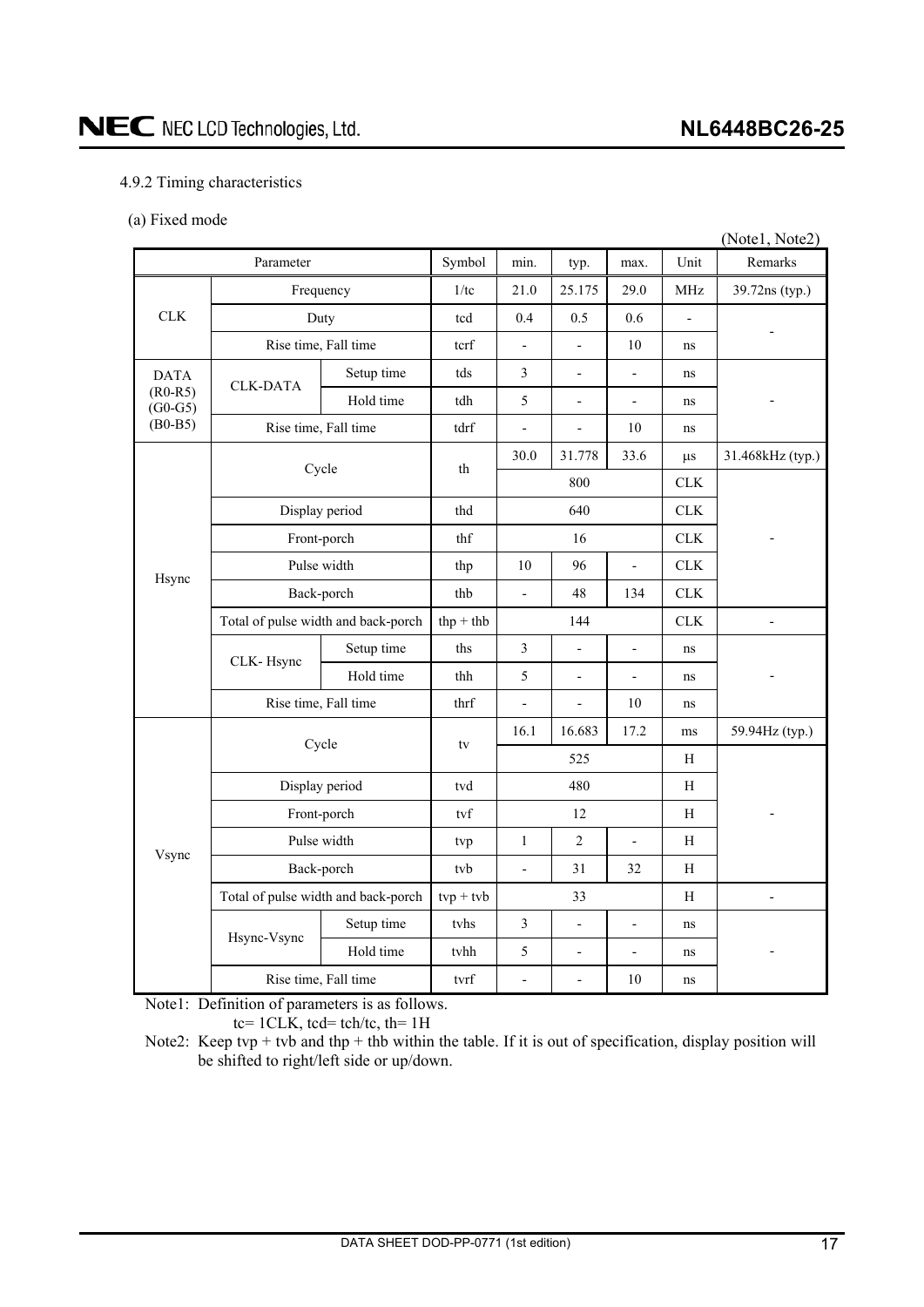4.9.2 Timing characteristics

(a) Fixed mode

(Note1, Note2)

| Parameter | | | Symbol | min. | typ. | max. | Unit | Remarks |
|---|---|---|---|---|---|---|---|---|
| CLK | Frequency | | 1/tc | 21.0 | 25.175 | 29.0 | MHz | 39.72ns (typ.) |
| | Duty | | tcd | 0.4 | 0.5 | 0.6 | - | - |
| | Rise time, Fall time | | tcrf | - | - | 10 | ns | |
| DATA (R0-R5) (G0-G5) (B0-B5) | CLK-DATA | Setup time | tds | 3 | - | - | ns | - |
| | | Hold time | tdh | 5 | - | - | ns | |
| | Rise time, Fall time | | tdrf | - | - | 10 | ns | |
| Hsync | Cycle | | th | 30.0 | 31.778 | 33.6 | μs | 31.468kHz (typ.) |
| | | | | | 800 | | CLK | - |
| | Display period | | thd | | 640 | | CLK | |
| | Front-porch | | thf | | 16 | | CLK | |
| | Pulse width | | thp | 10 | 96 | - | CLK | |
| | Back-porch | | thb | - | 48 | 134 | CLK | |
| | Total of pulse width and back-porch | | thp + thb | | 144 | | CLK | - |
| | CLK- Hsync | Setup time | ths | 3 | - | - | ns | - |
| | | Hold time | thh | 5 | - | - | ns | |
| | Rise time, Fall time | | thrf | - | - | 10 | ns | |
| Vsync | Cycle | | tv | 16.1 | 16.683 | 17.2 | ms | 59.94Hz (typ.) |
| | | | | | 525 | | H | - |
| | Display period | | tvd | | 480 | | H | |
| | Front-porch | | tvf | | 12 | | H | |
| | Pulse width | | tvp | 1 | 2 | - | H | |
| | Back-porch | | tvb | - | 31 | 32 | H | |
| | Total of pulse width and back-porch | | tvp + tvb | | 33 | | H | - |
| | Hsync-Vsync | Setup time | tvhs | 3 | - | - | ns | - |
| | | Hold time | tvhh | 5 | - | - | ns | |
| | Rise time, Fall time | | tvrf | - | - | 10 | ns | |

Note1: Definition of parameters is as follows.
tc= 1CLK, tcd= tch/tc, th= 1H

Note2: Keep tvp + tvb and thp + thb within the table. If it is out of specification, display position will be shifted to right/left side or up/down.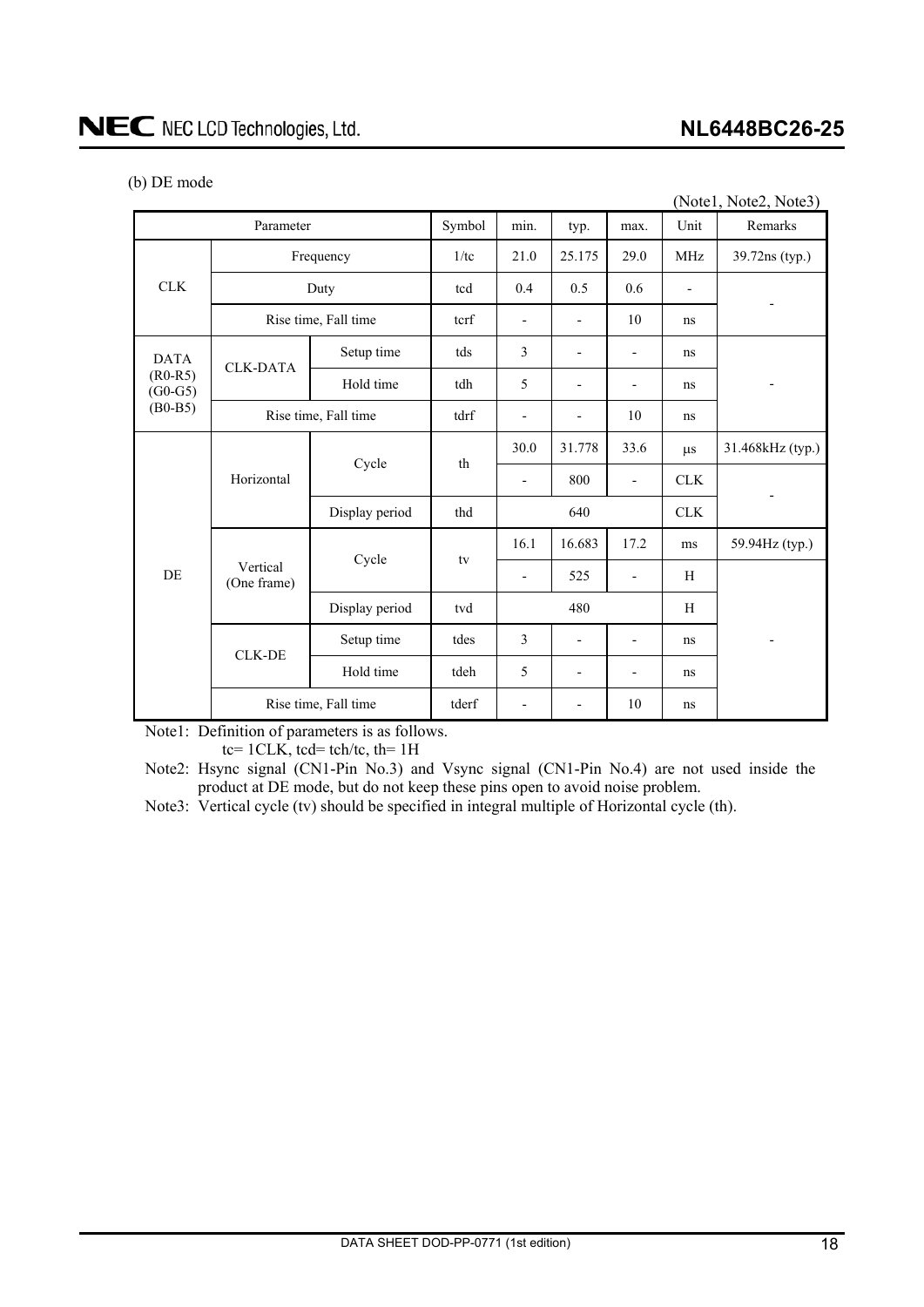(b) DE mode

(Note1, Note2, Note3)

| Parameter | | | Symbol | min. | typ. | max. | Unit | Remarks |
|---|---|---|---|---|---|---|---|---|
| CLK | Frequency | | 1/tc | 21.0 | 25.175 | 29.0 | MHz | 39.72ns (typ.) |
| | Duty | | tcd | 0.4 | 0.5 | 0.6 | - | - |
| | Rise time, Fall time | | tcrf | - | - | 10 | ns | |
| DATA (R0-R5) (G0-G5) (B0-B5) | CLK-DATA | Setup time | tds | 3 | - | - | ns | - |
| | | Hold time | tdh | 5 | - | - | ns | |
| | Rise time, Fall time | | tdrf | - | - | 10 | ns | |
| DE | Horizontal | Cycle | th | 30.0 | 31.778 | 33.6 | μs | 31.468kHz (typ.) |
| | | | | - | 800 | - | CLK | - |
| | | Display period | thd | 640 | | | CLK | |
| | Vertical (One frame) | Cycle | tv | 16.1 | 16.683 | 17.2 | ms | 59.94Hz (typ.) |
| | | | | - | 525 | - | H | - |
| | | Display period | tvd | 480 | | | H | |
| | CLK-DE | Setup time | tdes | 3 | - | - | ns | |
| | | Hold time | tdeh | 5 | - | - | ns | |
| | Rise time, Fall time | | tderf | - | - | 10 | ns | |

Note1: Definition of parameters is as follows.
tc= 1CLK, tcd= tch/tc, th= 1H

Note2: Hsync signal (CN1-Pin No.3) and Vsync signal (CN1-Pin No.4) are not used inside the product at DE mode, but do not keep these pins open to avoid noise problem.

Note3: Vertical cycle (tv) should be specified in integral multiple of Horizontal cycle (th).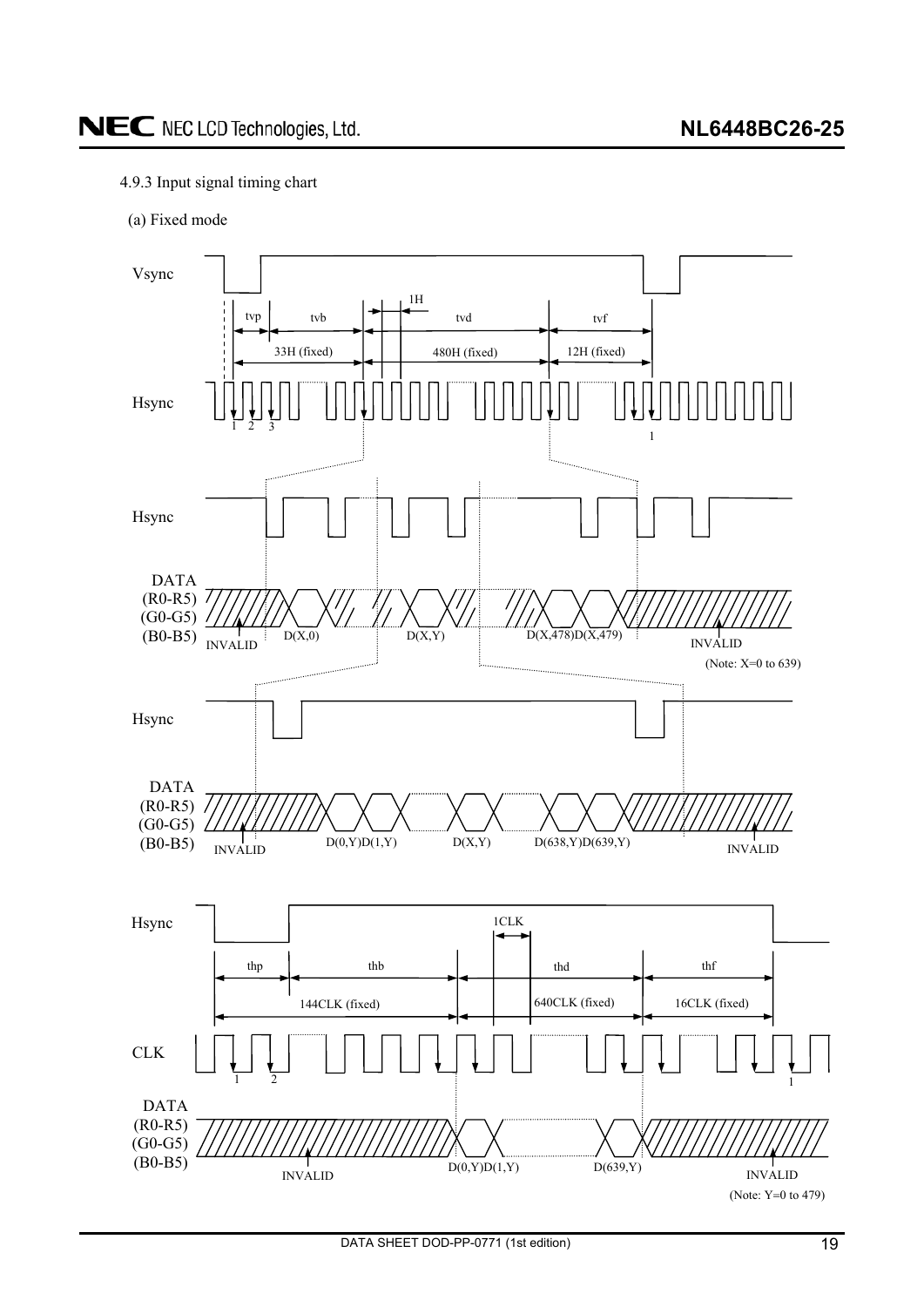#### 4.9.3 Input signal timing chart

(a) Fixed mode

Vsync

tvp | tvb | 1H | tvd | tvf

33H (fixed) | 480H (fixed) | 12H (fixed)

Hsync

1 2 3 ... 1

Hsync

DATA (R0-R5) (G0-G5) (B0-B5)

INVALID D(X,0) D(X,Y) D(X,478)D(X,479) INVALID

(Note: X=0 to 639)

Hsync

DATA (R0-R5) (G0-G5) (B0-B5)

INVALID D(0,Y)D(1,Y) D(X,Y) D(638,Y)D(639,Y) INVALID

Hsync

1CLK

thp | thb | thd | thf

144CLK (fixed) | 640CLK (fixed) | 16CLK (fixed)

CLK

1 2 ... 1

DATA (R0-R5) (G0-G5) (B0-B5)

INVALID D(0,Y)D(1,Y) D(639,Y) INVALID

(Note: Y=0 to 479)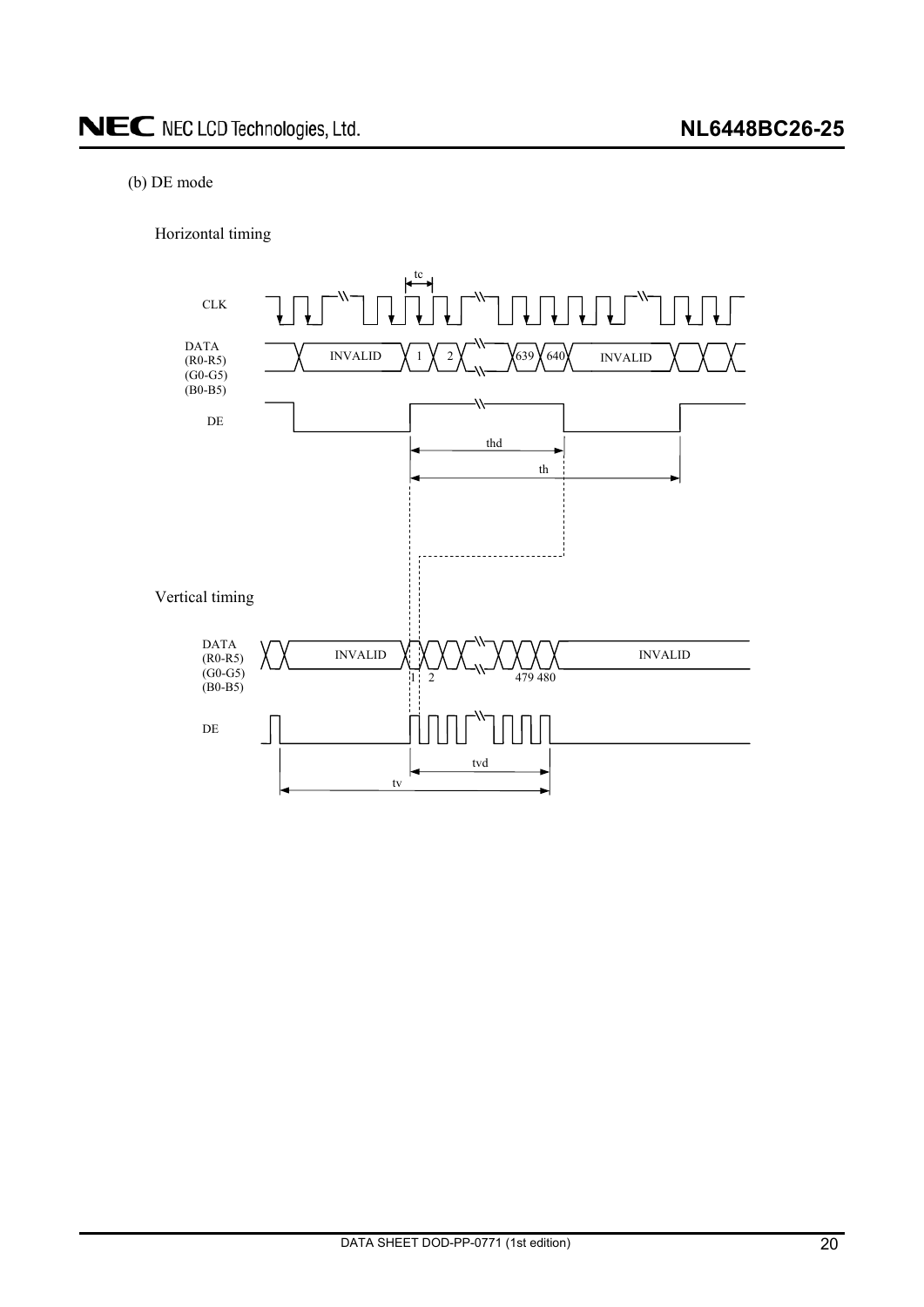(b) DE mode

Horizontal timing

CLK

DATA (R0-R5) (G0-G5) (B0-B5) — INVALID, 1, 2, 639, 640, INVALID

DE

tc, thd, th

Vertical timing

DATA (R0-R5) (G0-G5) (B0-B5) — INVALID, 1, 2, 479 480, INVALID

DE

tvd, tv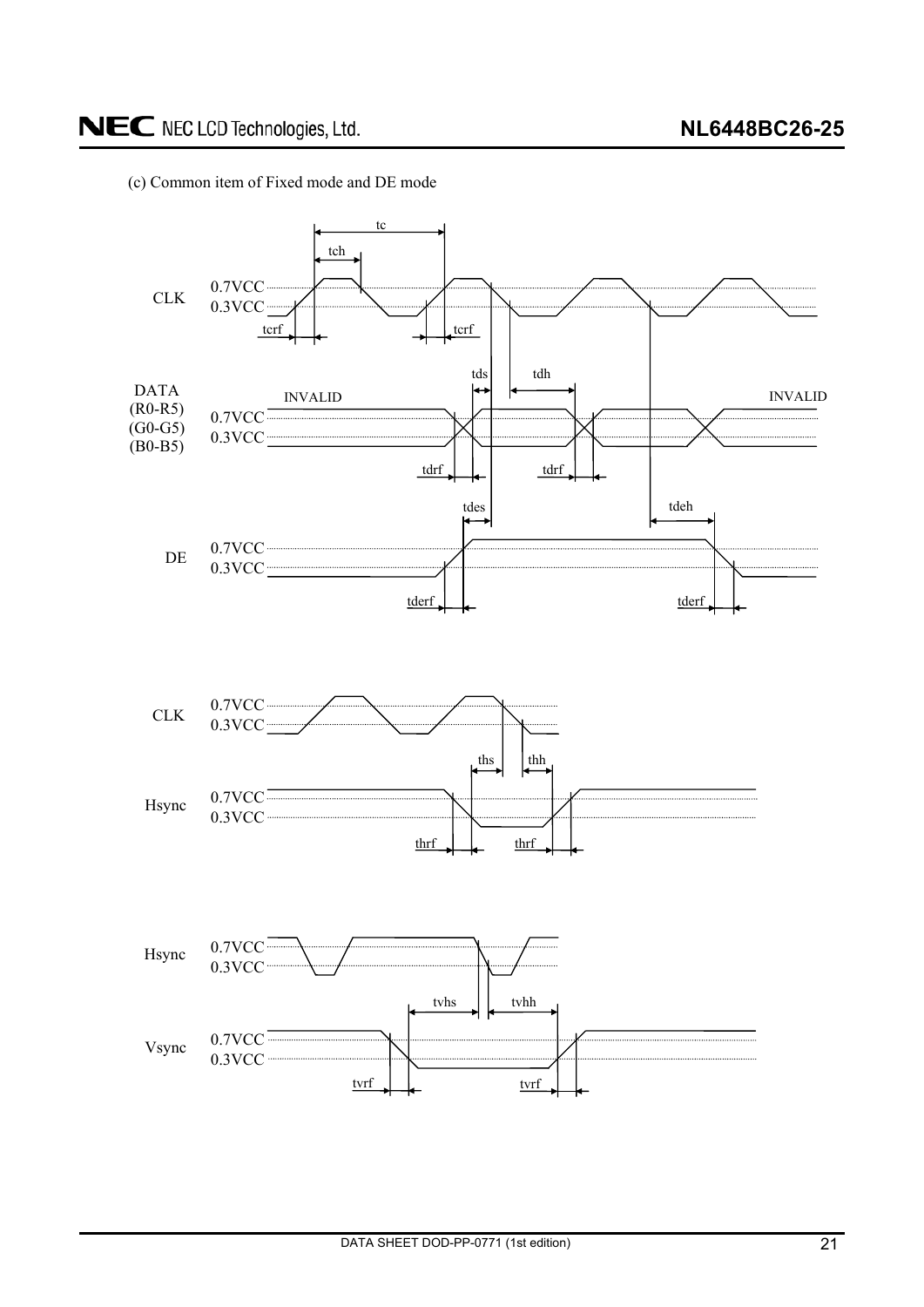(c) Common item of Fixed mode and DE mode

CLK 0.7VCC 0.3VCC tc tch tcrf tcrf

DATA (R0-R5) (G0-G5) (B0-B5) 0.7VCC 0.3VCC INVALID INVALID tds tdh tdrf tdrf

DE 0.7VCC 0.3VCC tdes tdeh tderf tderf

CLK 0.7VCC 0.3VCC

Hsync 0.7VCC 0.3VCC ths thh thrf thrf

Hsync 0.7VCC 0.3VCC

Vsync 0.7VCC 0.3VCC tvhs tvhh tvrf tvrf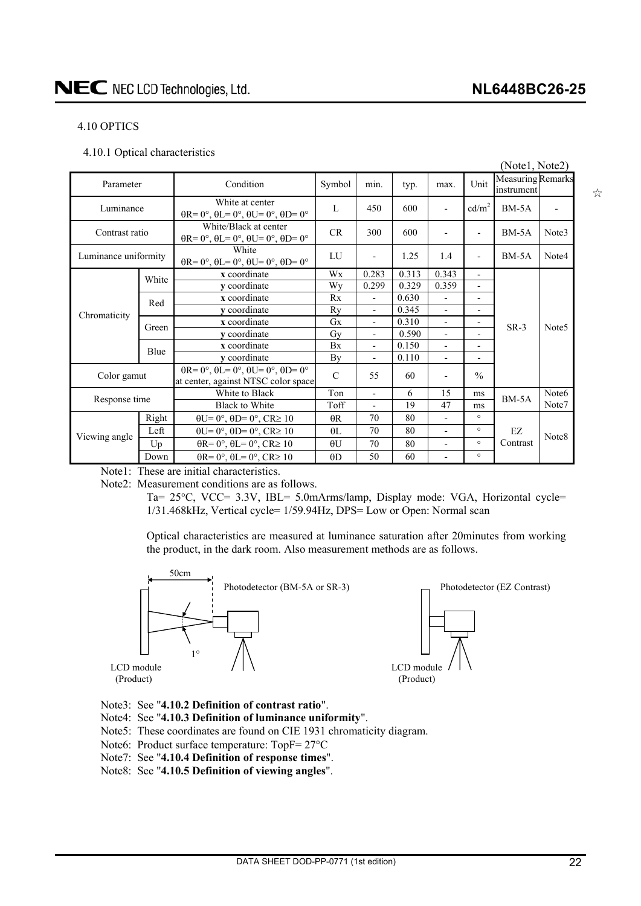### 4.10 OPTICS

#### 4.10.1 Optical characteristics

(Note1, Note2)

| Parameter | | Condition | Symbol | min. | typ. | max. | Unit | Measuring instrument | Remarks |
|---|---|---|---|---|---|---|---|---|---|
| Luminance | | White at center θR= 0°, θL= 0°, θU= 0°, θD= 0° | L | 450 | 600 | - | cd/m$^2$ | BM-5A | - |
| Contrast ratio | | White/Black at center θR= 0°, θL= 0°, θU= 0°, θD= 0° | CR | 300 | 600 | - | - | BM-5A | Note3 |
| Luminance uniformity | | White θR= 0°, θL= 0°, θU= 0°, θD= 0° | LU | - | 1.25 | 1.4 | - | BM-5A | Note4 |
| Chromaticity | White | **x** coordinate | Wx | 0.283 | 0.313 | 0.343 | - | SR-3 | Note5 |
| | | **y** coordinate | Wy | 0.299 | 0.329 | 0.359 | - | | |
| | Red | **x** coordinate | Rx | - | 0.630 | - | - | | |
| | | **y** coordinate | Ry | - | 0.345 | - | - | | |
| | Green | **x** coordinate | Gx | - | 0.310 | - | - | | |
| | | **y** coordinate | Gy | - | 0.590 | - | - | | |
| | Blue | **x** coordinate | Bx | - | 0.150 | - | - | | |
| | | **y** coordinate | By | - | 0.110 | - | - | | |
| Color gamut | | θR= 0°, θL= 0°, θU= 0°, θD= 0° at center, against NTSC color space | C | 55 | 60 | - | % | | |
| Response time | | White to Black | Ton | - | 6 | 15 | ms | BM-5A | Note6 Note7 |
| | | Black to White | Toff | - | 19 | 47 | ms | | |
| Viewing angle | Right | θU= 0°, θD= 0°, CR≥ 10 | θR | 70 | 80 | - | ° | EZ Contrast | Note8 |
| | Left | θU= 0°, θD= 0°, CR≥ 10 | θL | 70 | 80 | - | ° | | |
| | Up | θR= 0°, θL= 0°, CR≥ 10 | θU | 70 | 80 | - | ° | | |
| | Down | θR= 0°, θL= 0°, CR≥ 10 | θD | 50 | 60 | - | ° | | |

Note1: These are initial characteristics.

Note2: Measurement conditions are as follows.

Ta= 25°C, VCC= 3.3V, IBL= 5.0mArms/lamp, Display mode: VGA, Horizontal cycle= 1/31.468kHz, Vertical cycle= 1/59.94Hz, DPS= Low or Open: Normal scan

Optical characteristics are measured at luminance saturation after 20minutes from working the product, in the dark room. Also measurement methods are as follows.

50cm

Photodetector (BM-5A or SR-3)

1°

LCD module (Product)

Photodetector (EZ Contrast)

LCD module (Product)

Note3: See "**4.10.2 Definition of contrast ratio**".

Note4: See "**4.10.3 Definition of luminance uniformity**".

Note5: These coordinates are found on CIE 1931 chromaticity diagram.

Note6: Product surface temperature: TopF= 27°C

Note7: See "**4.10.4 Definition of response times**".

Note8: See "**4.10.5 Definition of viewing angles**".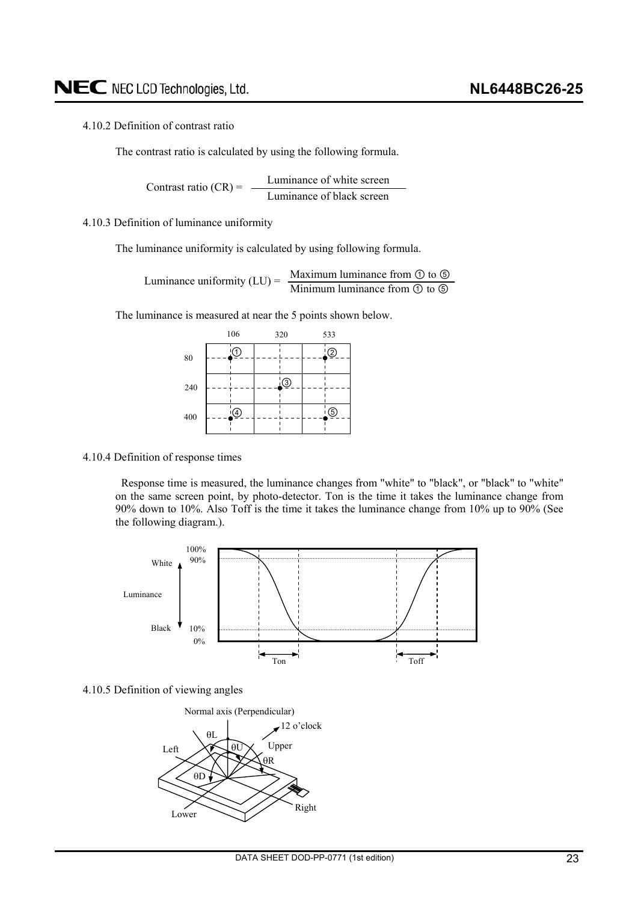### 4.10.2 Definition of contrast ratio

The contrast ratio is calculated by using the following formula.

$$\text{Contrast ratio (CR)} = \frac{\text{Luminance of white screen}}{\text{Luminance of black screen}}$$

### 4.10.3 Definition of luminance uniformity

The luminance uniformity is calculated by using following formula.

$$\text{Luminance uniformity (LU)} = \frac{\text{Maximum luminance from ① to ⑤}}{\text{Minimum luminance from ① to ⑤}}$$

The luminance is measured at near the 5 points shown below.

| | 106 | 320 | 533 |
|---|---|---|---|
| 80 | ① | | ② |
| 240 | | ③ | |
| 400 | ④ | | ⑤ |

### 4.10.4 Definition of response times

Response time is measured, the luminance changes from "white" to "black", or "black" to "white" on the same screen point, by photo-detector. Ton is the time it takes the luminance change from 90% down to 10%. Also Toff is the time it takes the luminance change from 10% up to 90% (See the following diagram.).

### 4.10.5 Definition of viewing angles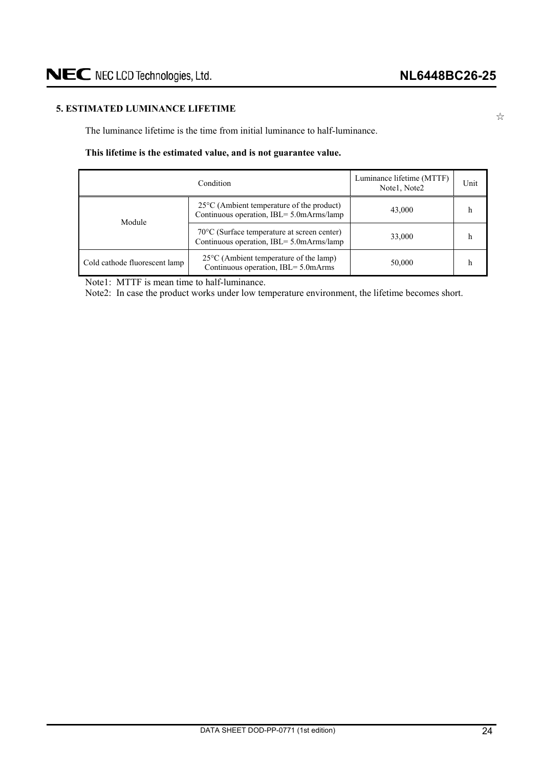## 5. ESTIMATED LUMINANCE LIFETIME

☆

The luminance lifetime is the time from initial luminance to half-luminance.

**This lifetime is the estimated value, and is not guarantee value.**

| Condition | | Luminance lifetime (MTTF) Note1, Note2 | Unit |
|---|---|---|---|
| Module | 25°C (Ambient temperature of the product) Continuous operation, IBL= 5.0mArms/lamp | 43,000 | h |
| | 70°C (Surface temperature at screen center) Continuous operation, IBL= 5.0mArms/lamp | 33,000 | h |
| Cold cathode fluorescent lamp | 25°C (Ambient temperature of the lamp) Continuous operation, IBL= 5.0mArms | 50,000 | h |

Note1: MTTF is mean time to half-luminance.

Note2: In case the product works under low temperature environment, the lifetime becomes short.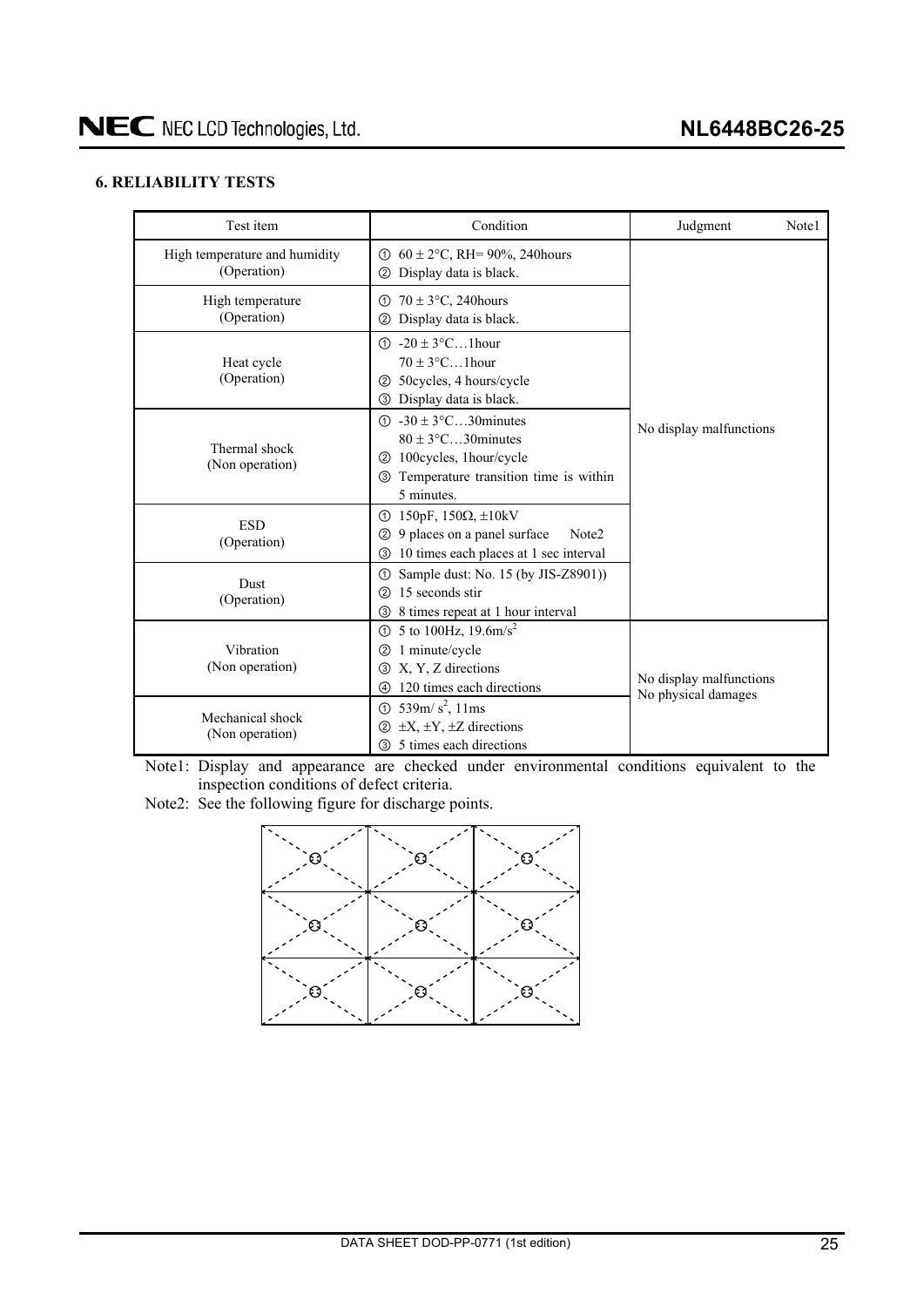## 6. RELIABILITY TESTS

| Test item | Condition | Judgment Note1 |
|---|---|---|
| High temperature and humidity (Operation) | ① $60 \pm 2°C$, RH= 90%, 240hours<br>② Display data is black. | No display malfunctions |
| High temperature (Operation) | ① $70 \pm 3°C$, 240hours<br>② Display data is black. | |
| Heat cycle (Operation) | ① $-20 \pm 3°C$…1hour<br>$70 \pm 3°C$…1hour<br>② 50cycles, 4 hours/cycle<br>③ Display data is black. | |
| Thermal shock (Non operation) | ① $-30 \pm 3°C$…30minutes<br>$80 \pm 3°C$…30minutes<br>② 100cycles, 1hour/cycle<br>③ Temperature transition time is within 5 minutes. | |
| ESD (Operation) | ① 150pF, 150Ω, ±10kV<br>② 9 places on a panel surface Note2<br>③ 10 times each places at 1 sec interval | |
| Dust (Operation) | ① Sample dust: No. 15 (by JIS-Z8901))<br>② 15 seconds stir<br>③ 8 times repeat at 1 hour interval | |
| Vibration (Non operation) | ① 5 to 100Hz, $19.6m/s^2$<br>② 1 minute/cycle<br>③ X, Y, Z directions<br>④ 120 times each directions | No display malfunctions<br>No physical damages |
| Mechanical shock (Non operation) | ① $539m/s^2$, 11ms<br>② ±X, ±Y, ±Z directions<br>③ 5 times each directions | |

Note1: Display and appearance are checked under environmental conditions equivalent to the inspection conditions of defect criteria.

Note2: See the following figure for discharge points.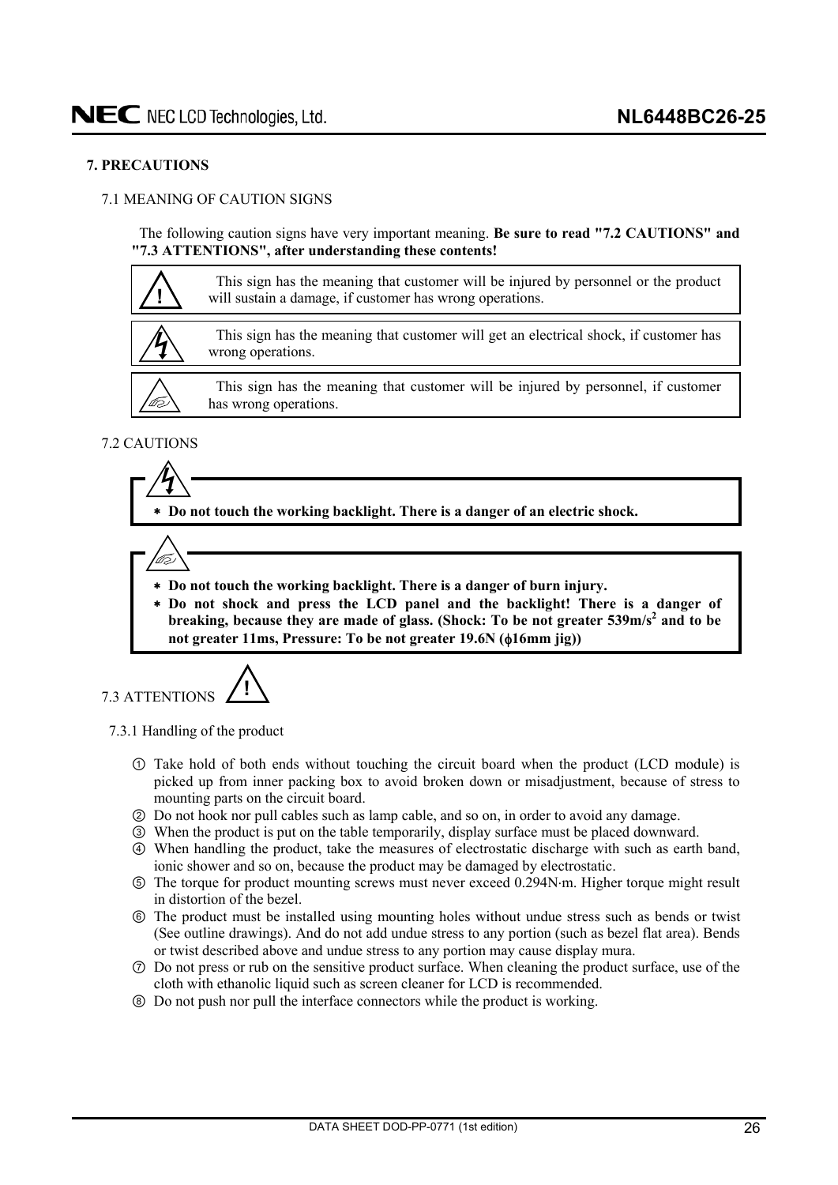## 7. PRECAUTIONS

### 7.1 MEANING OF CAUTION SIGNS

The following caution signs have very important meaning. **Be sure to read "7.2 CAUTIONS" and "7.3 ATTENTIONS", after understanding these contents!**

| | |
|---|---|
| ! | This sign has the meaning that customer will be injured by personnel or the product will sustain a damage, if customer has wrong operations. |
| (electric shock sign) | This sign has the meaning that customer will get an electrical shock, if customer has wrong operations. |
| (burn injury sign) | This sign has the meaning that customer will be injured by personnel, if customer has wrong operations. |

### 7.2 CAUTIONS

* **Do not touch the working backlight. There is a danger of an electric shock.**

* **Do not touch the working backlight. There is a danger of burn injury.**
* **Do not shock and press the LCD panel and the backlight! There is a danger of breaking, because they are made of glass. (Shock: To be not greater 539m/s$^2$ and to be not greater 11ms, Pressure: To be not greater 19.6N (ϕ16mm jig))**

### 7.3 ATTENTIONS !

#### 7.3.1 Handling of the product

① Take hold of both ends without touching the circuit board when the product (LCD module) is picked up from inner packing box to avoid broken down or misadjustment, because of stress to mounting parts on the circuit board.

② Do not hook nor pull cables such as lamp cable, and so on, in order to avoid any damage.

③ When the product is put on the table temporarily, display surface must be placed downward.

④ When handling the product, take the measures of electrostatic discharge with such as earth band, ionic shower and so on, because the product may be damaged by electrostatic.

⑤ The torque for product mounting screws must never exceed 0.294N·m. Higher torque might result in distortion of the bezel.

⑥ The product must be installed using mounting holes without undue stress such as bends or twist (See outline drawings). And do not add undue stress to any portion (such as bezel flat area). Bends or twist described above and undue stress to any portion may cause display mura.

⑦ Do not press or rub on the sensitive product surface. When cleaning the product surface, use of the cloth with ethanolic liquid such as screen cleaner for LCD is recommended.

⑧ Do not push nor pull the interface connectors while the product is working.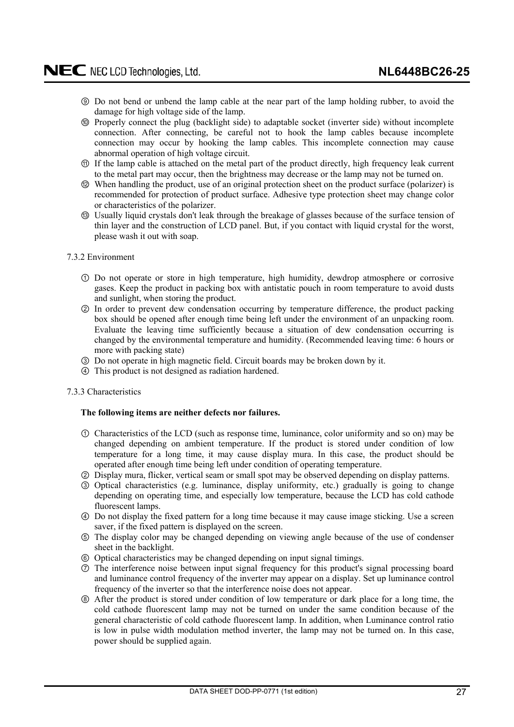⑨ Do not bend or unbend the lamp cable at the near part of the lamp holding rubber, to avoid the damage for high voltage side of the lamp.

⑩ Properly connect the plug (backlight side) to adaptable socket (inverter side) without incomplete connection. After connecting, be careful not to hook the lamp cables because incomplete connection may occur by hooking the lamp cables. This incomplete connection may cause abnormal operation of high voltage circuit.

⑪ If the lamp cable is attached on the metal part of the product directly, high frequency leak current to the metal part may occur, then the brightness may decrease or the lamp may not be turned on.

⑫ When handling the product, use of an original protection sheet on the product surface (polarizer) is recommended for protection of product surface. Adhesive type protection sheet may change color or characteristics of the polarizer.

⑬ Usually liquid crystals don't leak through the breakage of glasses because of the surface tension of thin layer and the construction of LCD panel. But, if you contact with liquid crystal for the worst, please wash it out with soap.

7.3.2 Environment

① Do not operate or store in high temperature, high humidity, dewdrop atmosphere or corrosive gases. Keep the product in packing box with antistatic pouch in room temperature to avoid dusts and sunlight, when storing the product.

② In order to prevent dew condensation occurring by temperature difference, the product packing box should be opened after enough time being left under the environment of an unpacking room. Evaluate the leaving time sufficiently because a situation of dew condensation occurring is changed by the environmental temperature and humidity. (Recommended leaving time: 6 hours or more with packing state)

③ Do not operate in high magnetic field. Circuit boards may be broken down by it.

④ This product is not designed as radiation hardened.

7.3.3 Characteristics

**The following items are neither defects nor failures.**

① Characteristics of the LCD (such as response time, luminance, color uniformity and so on) may be changed depending on ambient temperature. If the product is stored under condition of low temperature for a long time, it may cause display mura. In this case, the product should be operated after enough time being left under condition of operating temperature.

② Display mura, flicker, vertical seam or small spot may be observed depending on display patterns.

③ Optical characteristics (e.g. luminance, display uniformity, etc.) gradually is going to change depending on operating time, and especially low temperature, because the LCD has cold cathode fluorescent lamps.

④ Do not display the fixed pattern for a long time because it may cause image sticking. Use a screen saver, if the fixed pattern is displayed on the screen.

⑤ The display color may be changed depending on viewing angle because of the use of condenser sheet in the backlight.

⑥ Optical characteristics may be changed depending on input signal timings.

⑦ The interference noise between input signal frequency for this product's signal processing board and luminance control frequency of the inverter may appear on a display. Set up luminance control frequency of the inverter so that the interference noise does not appear.

⑧ After the product is stored under condition of low temperature or dark place for a long time, the cold cathode fluorescent lamp may not be turned on under the same condition because of the general characteristic of cold cathode fluorescent lamp. In addition, when Luminance control ratio is low in pulse width modulation method inverter, the lamp may not be turned on. In this case, power should be supplied again.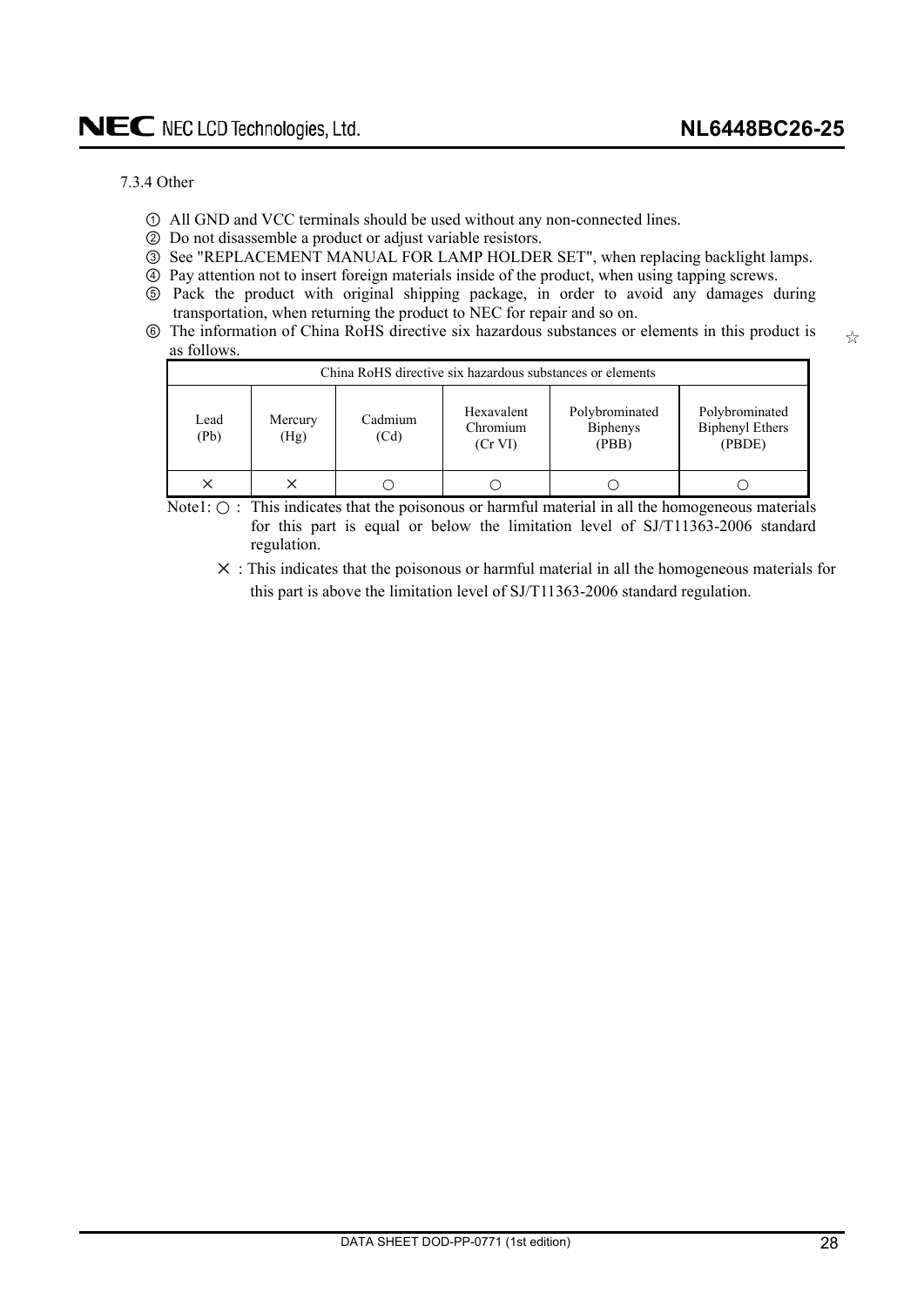7.3.4 Other

① All GND and VCC terminals should be used without any non-connected lines.
② Do not disassemble a product or adjust variable resistors.
③ See "REPLACEMENT MANUAL FOR LAMP HOLDER SET", when replacing backlight lamps.
④ Pay attention not to insert foreign materials inside of the product, when using tapping screws.
⑤ Pack the product with original shipping package, in order to avoid any damages during transportation, when returning the product to NEC for repair and so on.
⑥ The information of China RoHS directive six hazardous substances or elements in this product is as follows. ☆

| China RoHS directive six hazardous substances or elements | | | | | |
|---|---|---|---|---|---|
| Lead (Pb) | Mercury (Hg) | Cadmium (Cd) | Hexavalent Chromium (Cr VI) | Polybrominated Biphenys (PBB) | Polybrominated Biphenyl Ethers (PBDE) |
| × | × | ○ | ○ | ○ | ○ |

Note1: ○ : This indicates that the poisonous or harmful material in all the homogeneous materials for this part is equal or below the limitation level of SJ/T11363-2006 standard regulation.

× : This indicates that the poisonous or harmful material in all the homogeneous materials for this part is above the limitation level of SJ/T11363-2006 standard regulation.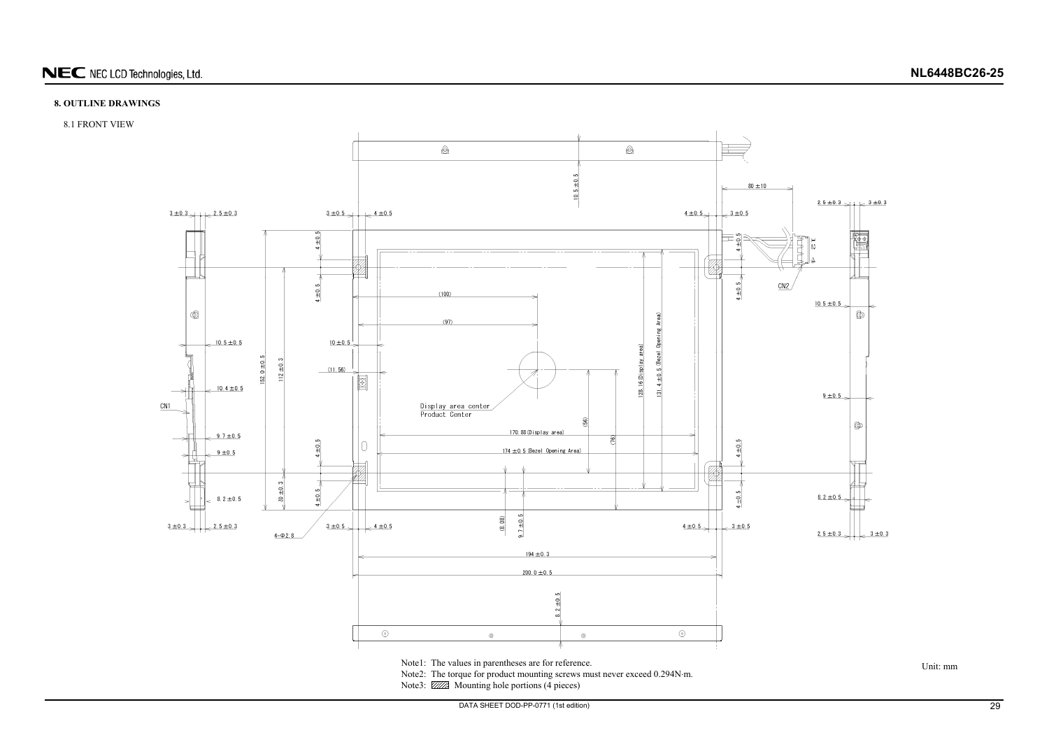## 8. OUTLINE DRAWINGS

8.1 FRONT VIEW

Note1: The values in parentheses are for reference.

Note2: The torque for product mounting screws must never exceed 0.294N·m.

Note3: ▨ Mounting hole portions (4 pieces)

Unit: mm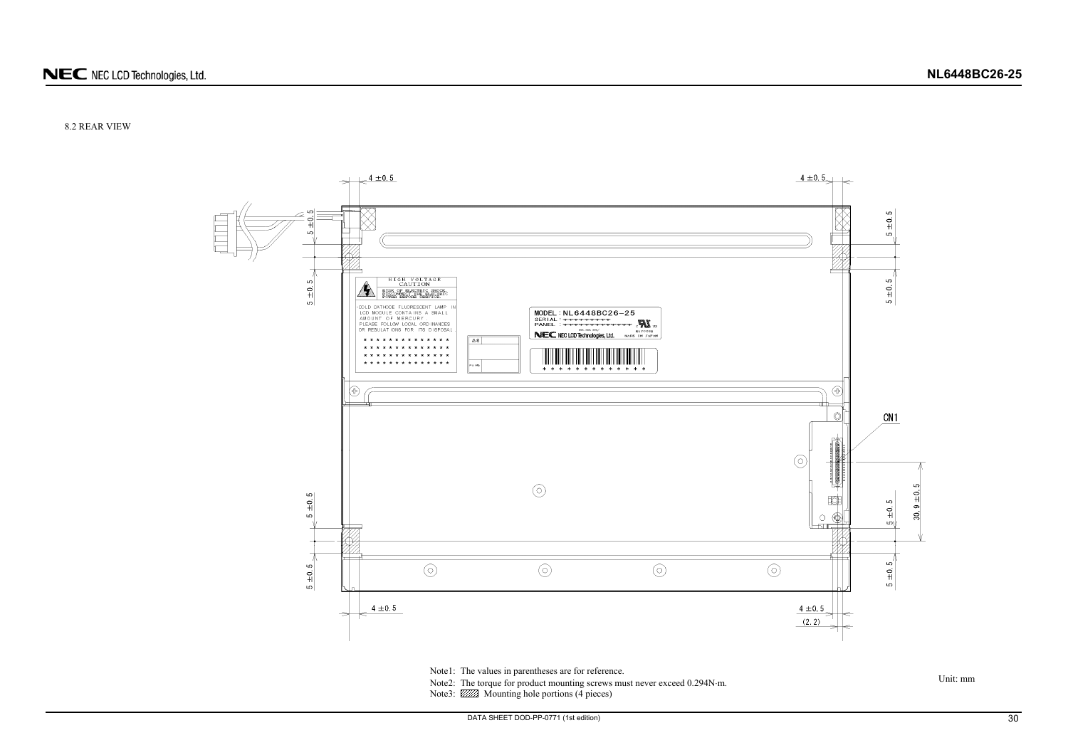8.2 REAR VIEW

4 ±0.5

4 ±0.5

5 ±0.5

5 ±0.5

5 ±0.5

5 ±0.5

HIGH VOLTAGE CAUTION

RISK OF ELECTRIC SHOCK. DISCONNECT THE ELECTRIC POWER BEFORE SERVICE.

·COLD CATHODE FLUORESCENT LAMP IN LCD MODULE CONTAINS A SMALL AMOUNT OF MERCURY. PLEASE FOLLOW LOCAL ORDINANCES OR REGULATIONS FOR ITS DISPOSAL.

MODEL : NL6448BC26-25

SERIAL :

PANEL :

NEC LCD Technologies, Ltd. MADE IN JAPAN

CN1

5 ±0.5

30.9 ±0.5

5 ±0.5

5 ±0.5

5 ±0.5

4 ±0.5

4 ±0.5

(2.2)

Note1: The values in parentheses are for reference.

Note2: The torque for product mounting screws must never exceed 0.294N·m.

Note3: ▨ Mounting hole portions (4 pieces)

Unit: mm

DATA SHEET DOD-PP-0771 (1st edition)